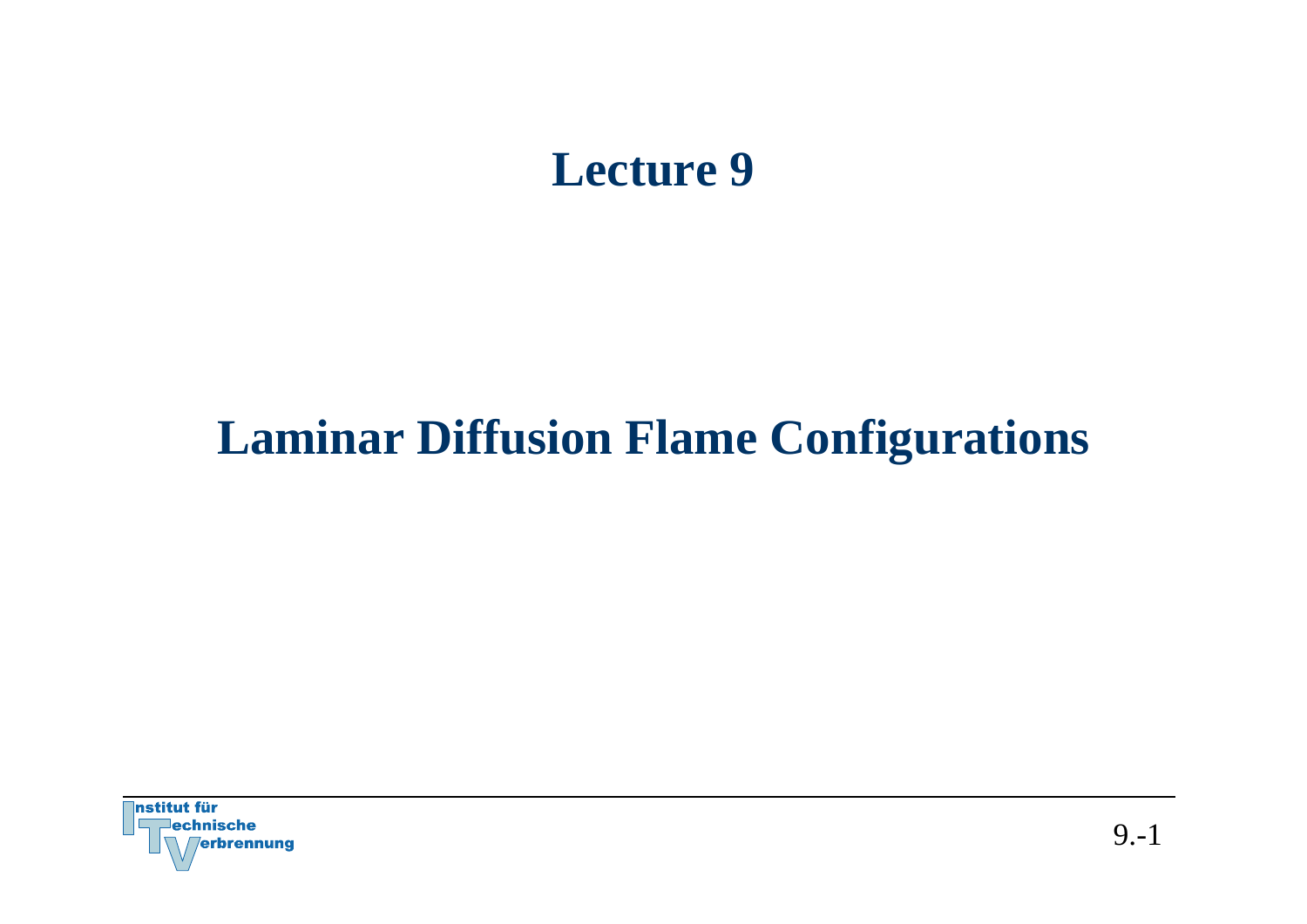# Lecture 9

## Laminar Diffusion Flame Configurations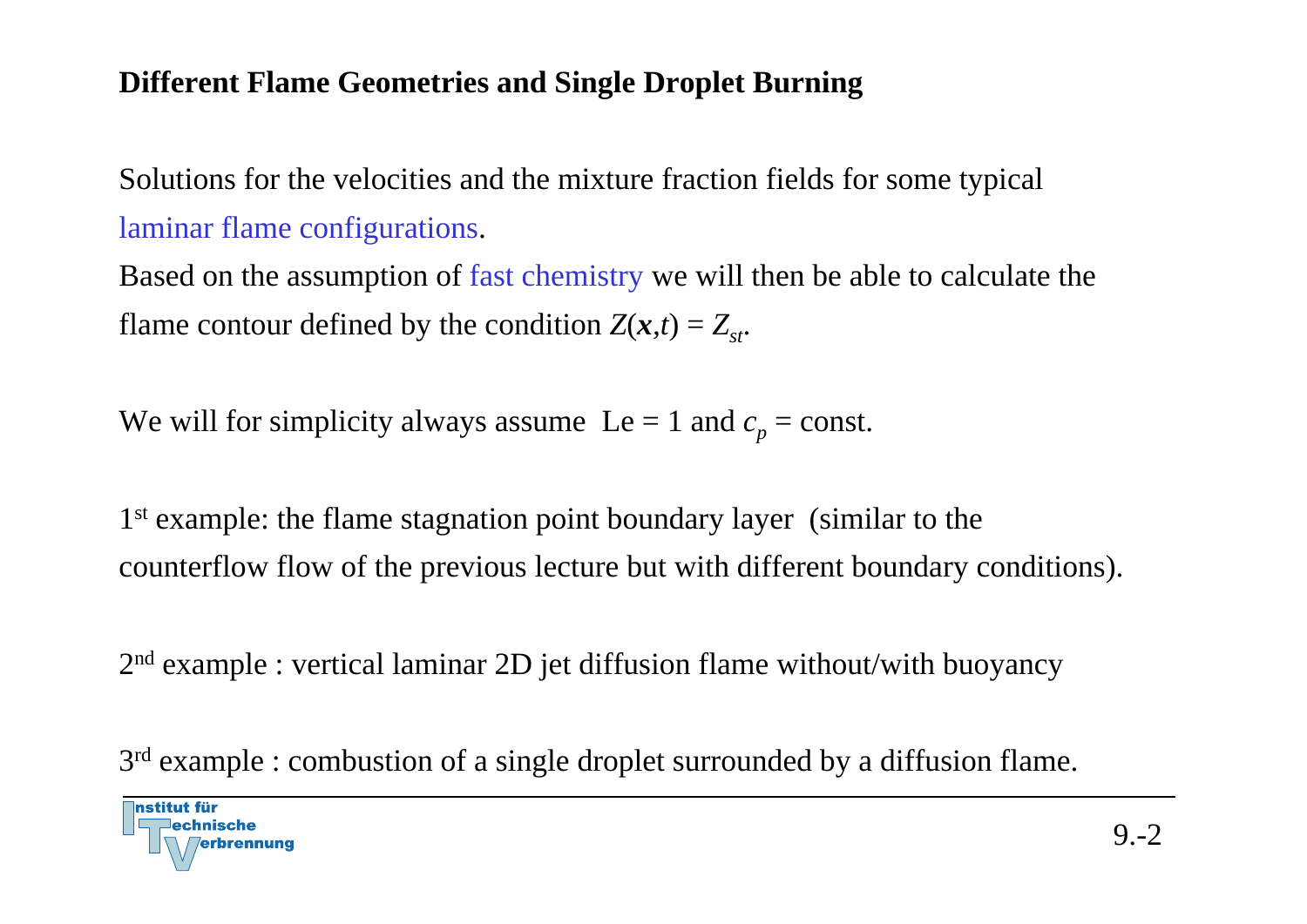## Different Flame Geometries and Single Droplet Burning

Solutions for the velocities and the mixture fraction fields for some typical laminar flame configurations.

Based on the assumption of fast chemistry we will then be able to calculate the flame contour defined by the condition $Z(\boldsymbol{x},t) = Z_{st}$.

We will for simplicity always assume $\mathrm{Le} = 1$ and $c_p = \text{const.}$

1st example: the flame stagnation point boundary layer (similar to the counterflow flow of the previous lecture but with different boundary conditions).

2nd example : vertical laminar 2D jet diffusion flame without/with buoyancy

3rd example : combustion of a single droplet surrounded by a diffusion flame.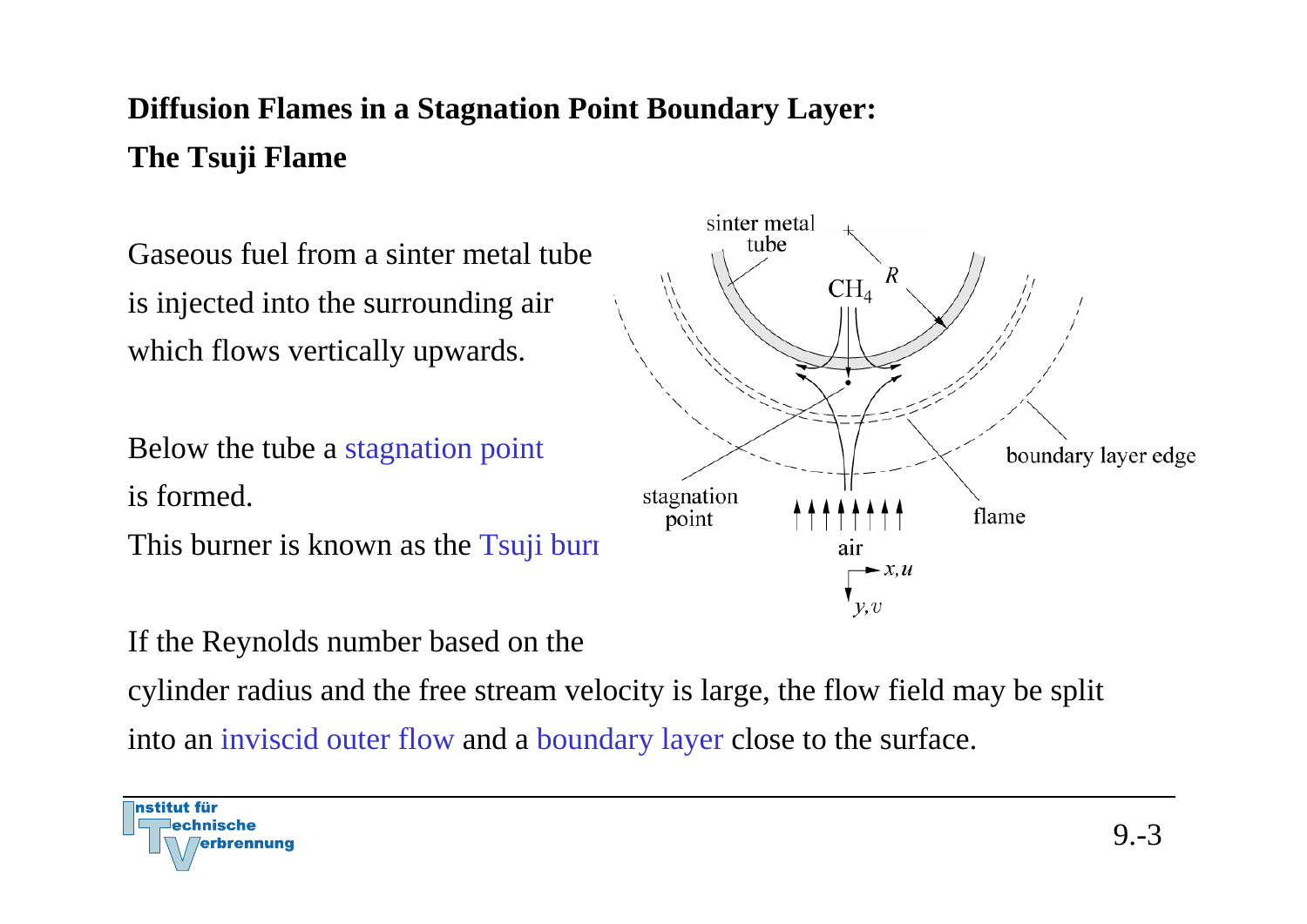**Diffusion Flames in a Stagnation Point Boundary Layer:**
**The Tsuji Flame**

Gaseous fuel from a sinter metal tube is injected into the surrounding air which flows vertically upwards.

Below the tube a stagnation point is formed.
This burner is known as the Tsuji burı

If the Reynolds number based on the cylinder radius and the free stream velocity is large, the flow field may be split into an inviscid outer flow and a boundary layer close to the surface.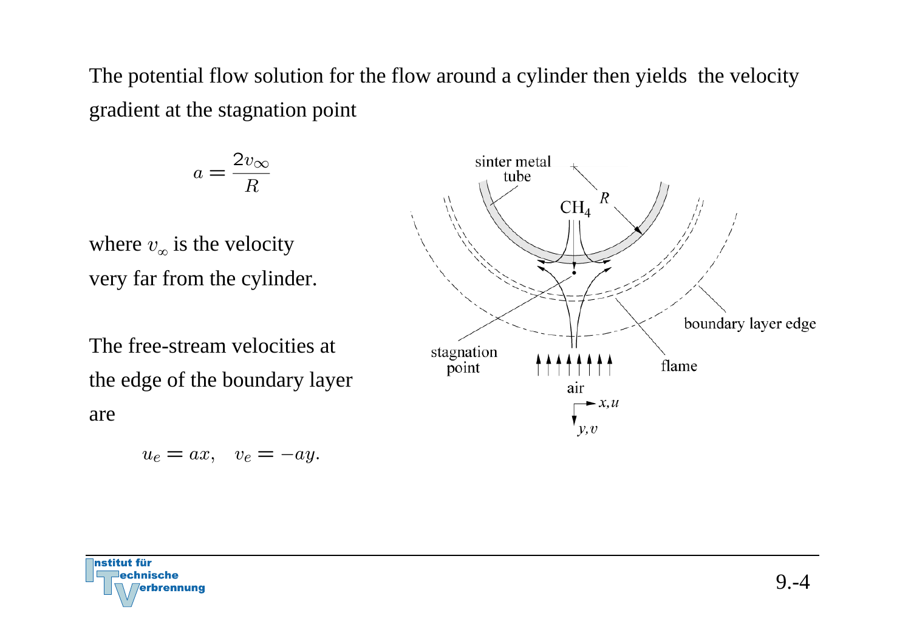The potential flow solution for the flow around a cylinder then yields the velocity gradient at the stagnation point

$$a = \frac{2v_\infty}{R}$$

where $v_\infty$ is the velocity very far from the cylinder.

The free-stream velocities at the edge of the boundary layer are

$$u_e = ax, \quad v_e = -ay.$$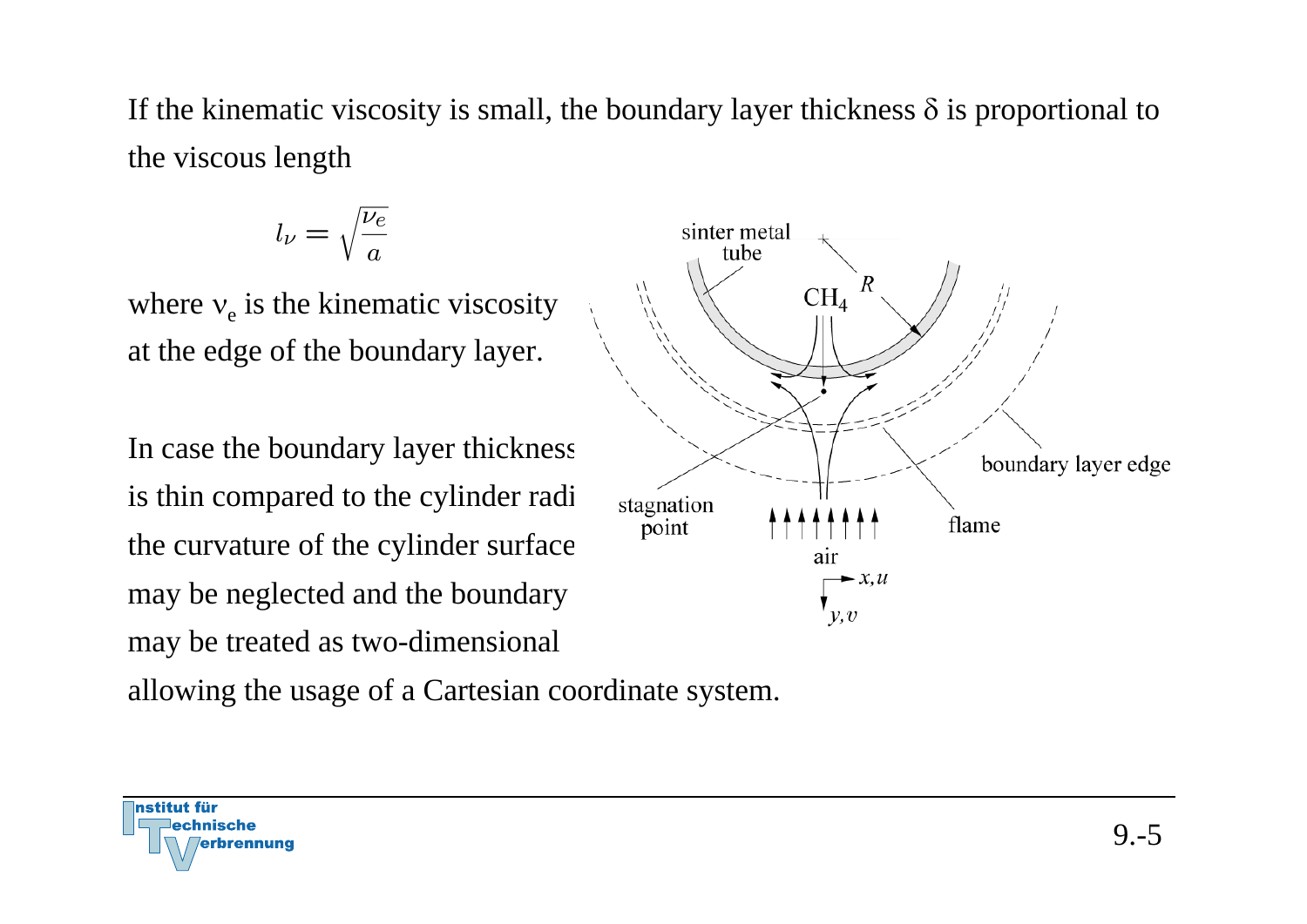If the kinematic viscosity is small, the boundary layer thickness $\delta$ is proportional to the viscous length

$$l_\nu = \sqrt{\frac{\nu_e}{a}}$$

where $\nu_e$ is the kinematic viscosity at the edge of the boundary layer.

In case the boundary layer thickness is thin compared to the cylinder radi the curvature of the cylinder surface may be neglected and the boundary may be treated as two-dimensional allowing the usage of a Cartesian coordinate system.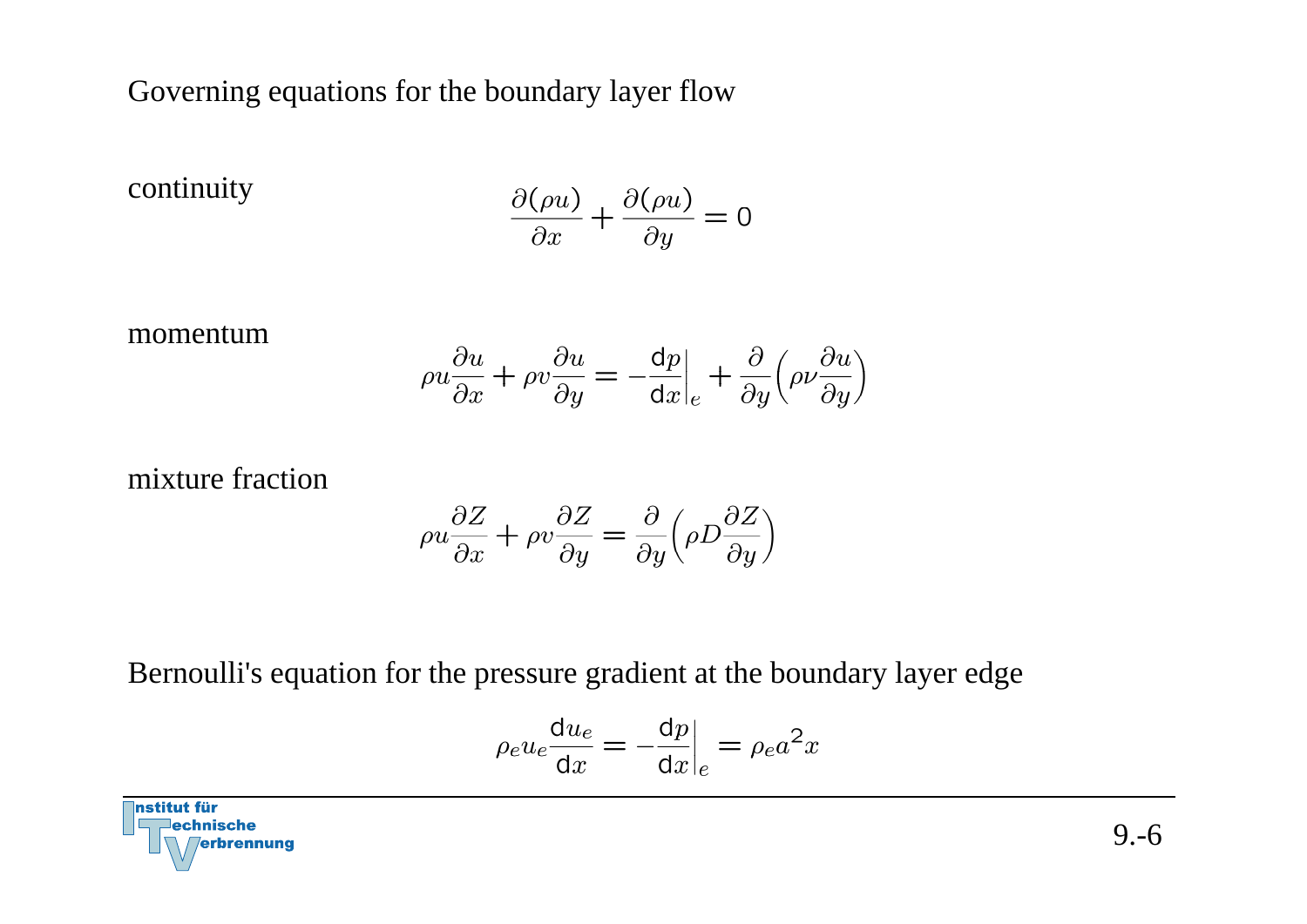Governing equations for the boundary layer flow

continuity

$$\frac{\partial(\rho u)}{\partial x} + \frac{\partial(\rho u)}{\partial y} = 0$$

momentum

$$\rho u \frac{\partial u}{\partial x} + \rho v \frac{\partial u}{\partial y} = -\frac{\mathrm{d}p}{\mathrm{d}x}\bigg|_e + \frac{\partial}{\partial y}\left(\rho \nu \frac{\partial u}{\partial y}\right)$$

mixture fraction

$$\rho u \frac{\partial Z}{\partial x} + \rho v \frac{\partial Z}{\partial y} = \frac{\partial}{\partial y}\left(\rho D \frac{\partial Z}{\partial y}\right)$$

Bernoulli's equation for the pressure gradient at the boundary layer edge

$$\rho_e u_e \frac{\mathrm{d}u_e}{\mathrm{d}x} = -\frac{\mathrm{d}p}{\mathrm{d}x}\bigg|_e = \rho_e a^2 x$$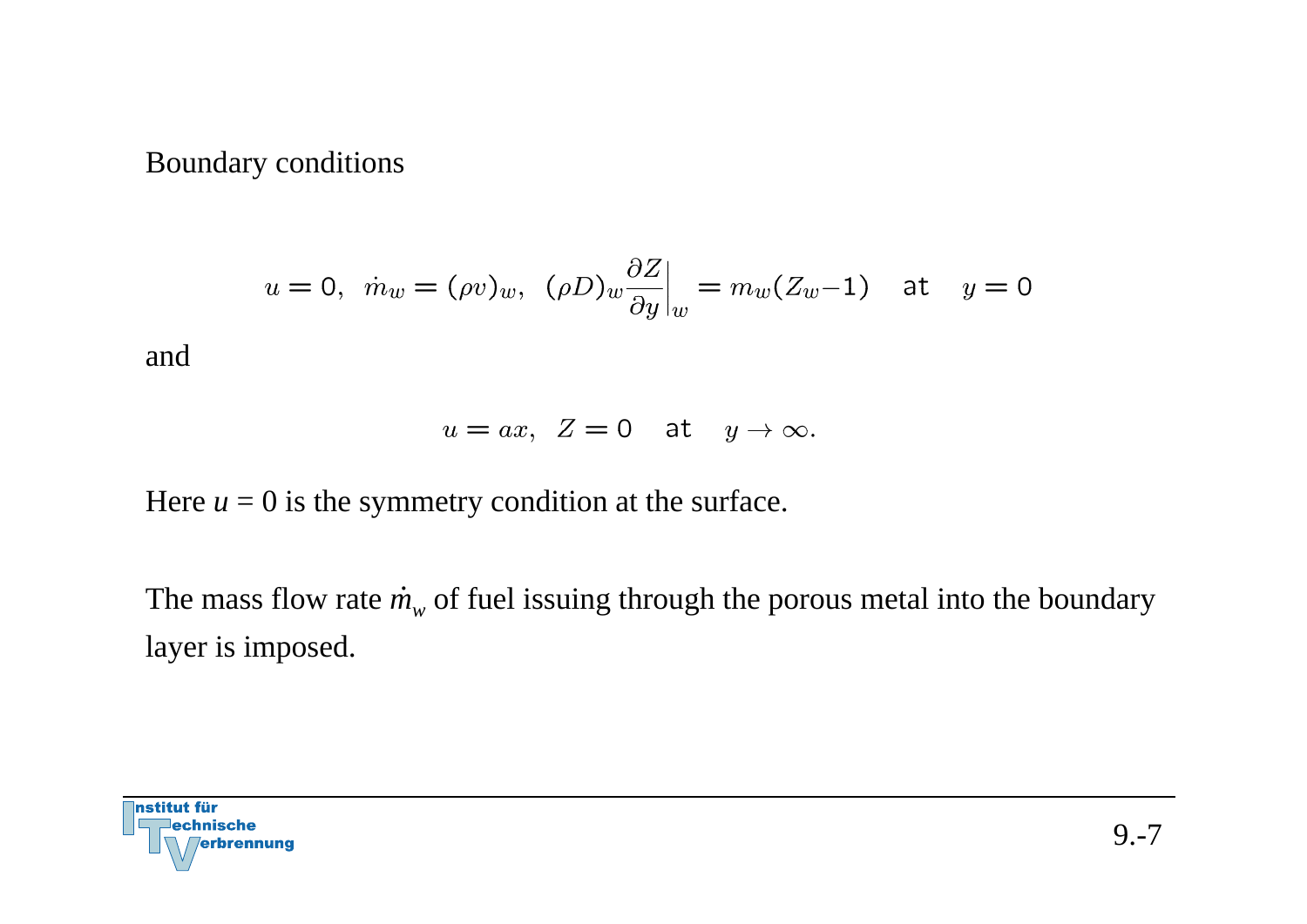Boundary conditions

$$u = 0, \;\; \dot{m}_w = (\rho v)_w, \;\; (\rho D)_w \frac{\partial Z}{\partial y}\bigg|_w = m_w(Z_w - 1) \quad \text{at} \quad y = 0$$

and

$$u = ax, \;\; Z = 0 \quad \text{at} \quad y \to \infty.$$

Here $u = 0$ is the symmetry condition at the surface.

The mass flow rate $\dot{m}_w$ of fuel issuing through the porous metal into the boundary layer is imposed.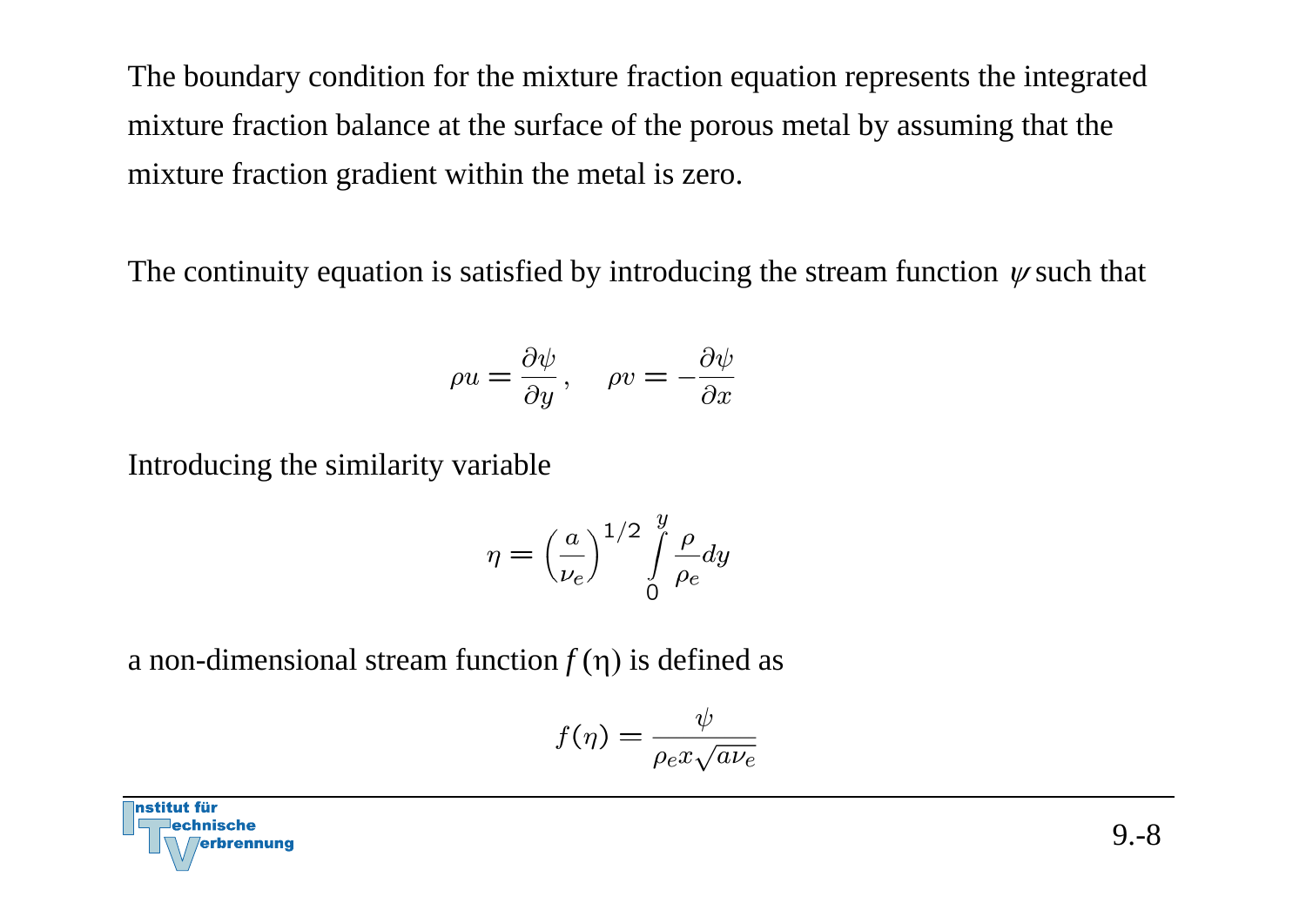The boundary condition for the mixture fraction equation represents the integrated mixture fraction balance at the surface of the porous metal by assuming that the mixture fraction gradient within the metal is zero.

The continuity equation is satisfied by introducing the stream function $\psi$ such that

$$\rho u = \frac{\partial \psi}{\partial y}, \quad \rho v = -\frac{\partial \psi}{\partial x}$$

Introducing the similarity variable

$$\eta = \left(\frac{a}{\nu_e}\right)^{1/2} \int_0^y \frac{\rho}{\rho_e} dy$$

a non-dimensional stream function $f(\eta)$ is defined as

$$f(\eta) = \frac{\psi}{\rho_e x \sqrt{a \nu_e}}$$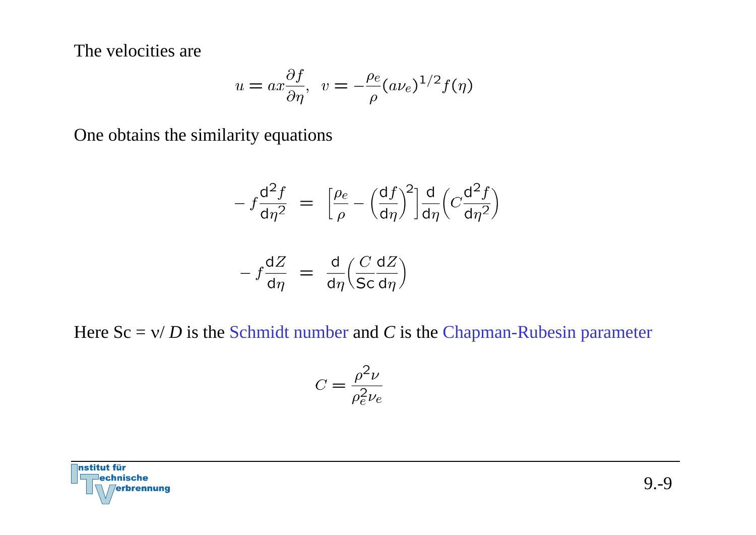The velocities are

$$u = ax\frac{\partial f}{\partial \eta}, \quad v = -\frac{\rho_e}{\rho}(a\nu_e)^{1/2} f(\eta)$$

One obtains the similarity equations

$$-f\frac{\mathrm{d}^2 f}{\mathrm{d}\eta^2} = \left[\frac{\rho_e}{\rho} - \left(\frac{\mathrm{d}f}{\mathrm{d}\eta}\right)^2\right]\frac{\mathrm{d}}{\mathrm{d}\eta}\left(C\frac{\mathrm{d}^2 f}{\mathrm{d}\eta^2}\right)$$

$$-f\frac{\mathrm{d}Z}{\mathrm{d}\eta} = \frac{\mathrm{d}}{\mathrm{d}\eta}\left(\frac{C}{\mathrm{Sc}}\frac{\mathrm{d}Z}{\mathrm{d}\eta}\right)$$

Here $\mathrm{Sc} = \nu / D$ is the Schmidt number and $C$ is the Chapman-Rubesin parameter

$$C = \frac{\rho^2 \nu}{\rho_e^2 \nu_e}$$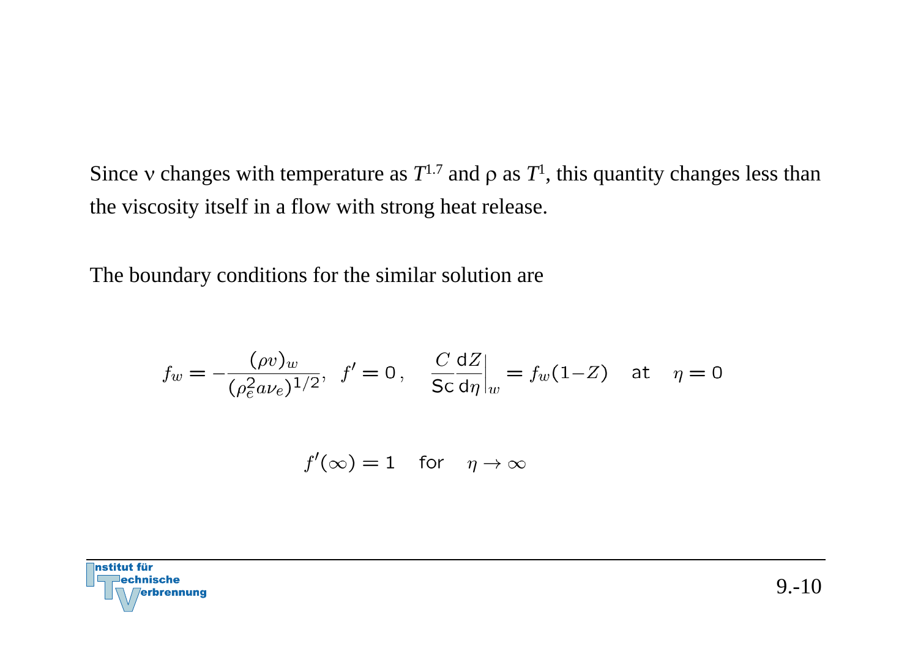Since $\nu$ changes with temperature as $T^{1.7}$ and $\rho$ as $T^{1}$, this quantity changes less than the viscosity itself in a flow with strong heat release.

The boundary conditions for the similar solution are

$$f_w = -\frac{(\rho v)_w}{(\rho_e^2 a \nu_e)^{1/2}}, \quad f' = 0\,, \quad \left.\frac{C}{\mathrm{Sc}}\frac{\mathrm{d}Z}{\mathrm{d}\eta}\right|_w = f_w(1-Z) \quad \text{at} \quad \eta = 0$$

$$f'(\infty) = 1 \quad \text{for} \quad \eta \to \infty$$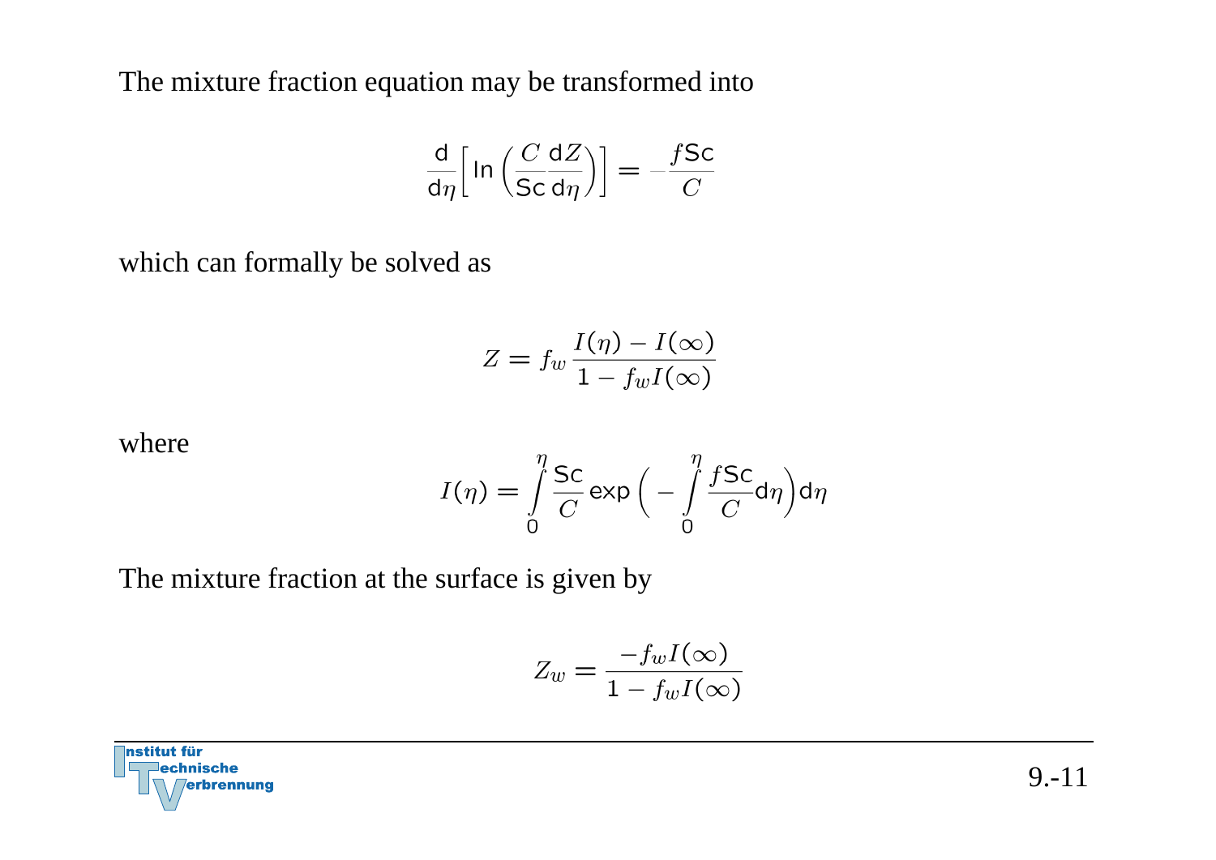The mixture fraction equation may be transformed into

$$\frac{\mathrm{d}}{\mathrm{d}\eta}\left[\ln\left(\frac{C}{\mathrm{Sc}}\frac{\mathrm{d}Z}{\mathrm{d}\eta}\right)\right] = -\frac{f\mathrm{Sc}}{C}$$

which can formally be solved as

$$Z = f_w\,\frac{I(\eta) - I(\infty)}{1 - f_w I(\infty)}$$

where

$$I(\eta) = \int\limits_0^{\eta} \frac{\mathrm{Sc}}{C}\exp\left(-\int\limits_0^{\eta}\frac{f\mathrm{Sc}}{C}\mathrm{d}\eta\right)\mathrm{d}\eta$$

The mixture fraction at the surface is given by

$$Z_w = \frac{-f_w I(\infty)}{1 - f_w I(\infty)}$$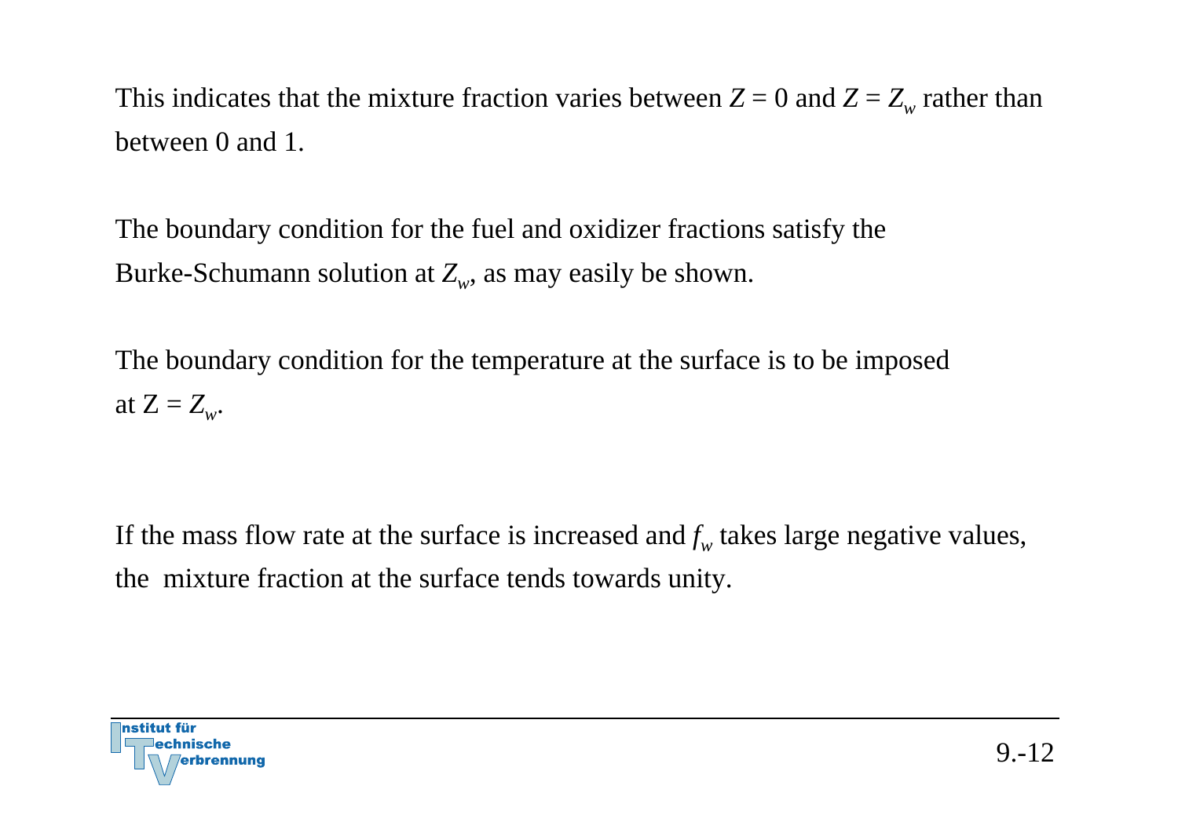This indicates that the mixture fraction varies between $Z = 0$ and $Z = Z_w$ rather than between 0 and 1.

The boundary condition for the fuel and oxidizer fractions satisfy the Burke-Schumann solution at $Z_w$, as may easily be shown.

The boundary condition for the temperature at the surface is to be imposed at $Z = Z_w$.

If the mass flow rate at the surface is increased and $f_w$ takes large negative values, the mixture fraction at the surface tends towards unity.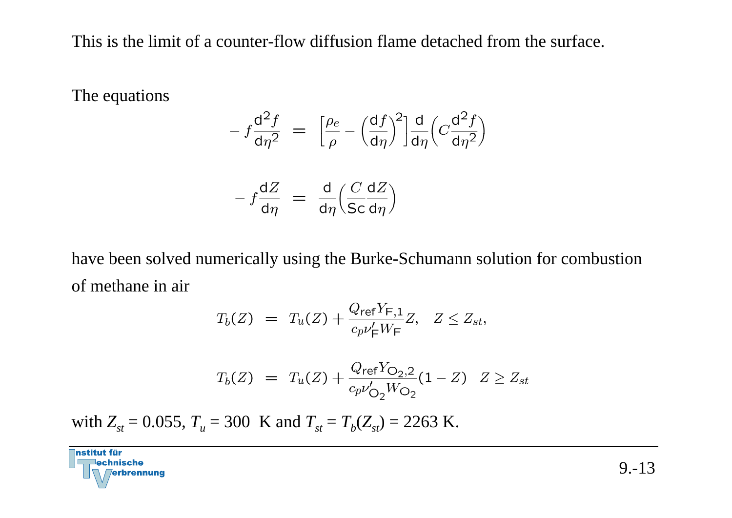This is the limit of a counter-flow diffusion flame detached from the surface.

The equations

$$-f\frac{\mathrm{d}^2 f}{\mathrm{d}\eta^2} = \left[\frac{\rho_e}{\rho} - \left(\frac{\mathrm{d}f}{\mathrm{d}\eta}\right)^2\right]\frac{\mathrm{d}}{\mathrm{d}\eta}\left(C\frac{\mathrm{d}^2 f}{\mathrm{d}\eta^2}\right)$$

$$-f\frac{\mathrm{d}Z}{\mathrm{d}\eta} = \frac{\mathrm{d}}{\mathrm{d}\eta}\left(\frac{C}{\mathrm{Sc}}\frac{\mathrm{d}Z}{\mathrm{d}\eta}\right)$$

have been solved numerically using the Burke-Schumann solution for combustion of methane in air

$$T_b(Z) = T_u(Z) + \frac{Q_{\mathrm{ref}} Y_{\mathrm{F},1}}{c_p \nu'_{\mathrm{F}} W_{\mathrm{F}}} Z, \quad Z \le Z_{st},$$

$$T_b(Z) = T_u(Z) + \frac{Q_{\mathrm{ref}} Y_{\mathrm{O_2},2}}{c_p \nu'_{\mathrm{O_2}} W_{\mathrm{O_2}}} (1 - Z) \quad Z \ge Z_{st}$$

with $Z_{st} = 0.055$, $T_u = 300$ K and $T_{st} = T_b(Z_{st}) = 2263$ K.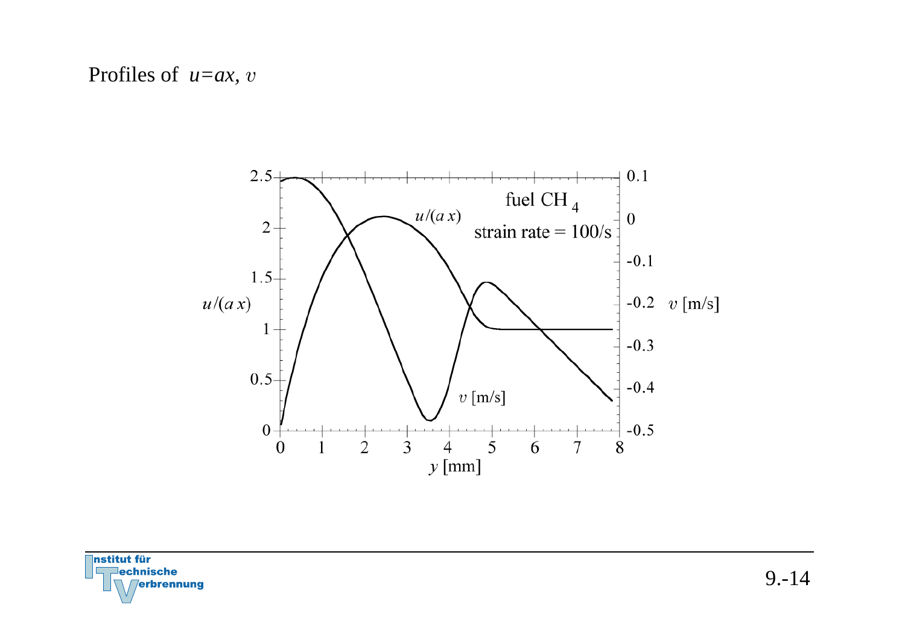Profiles of $u=ax$, $v$

fuel $CH_4$

strain rate = 100/s

$u/(a\,x)$

$v$ [m/s]

$y$ [mm]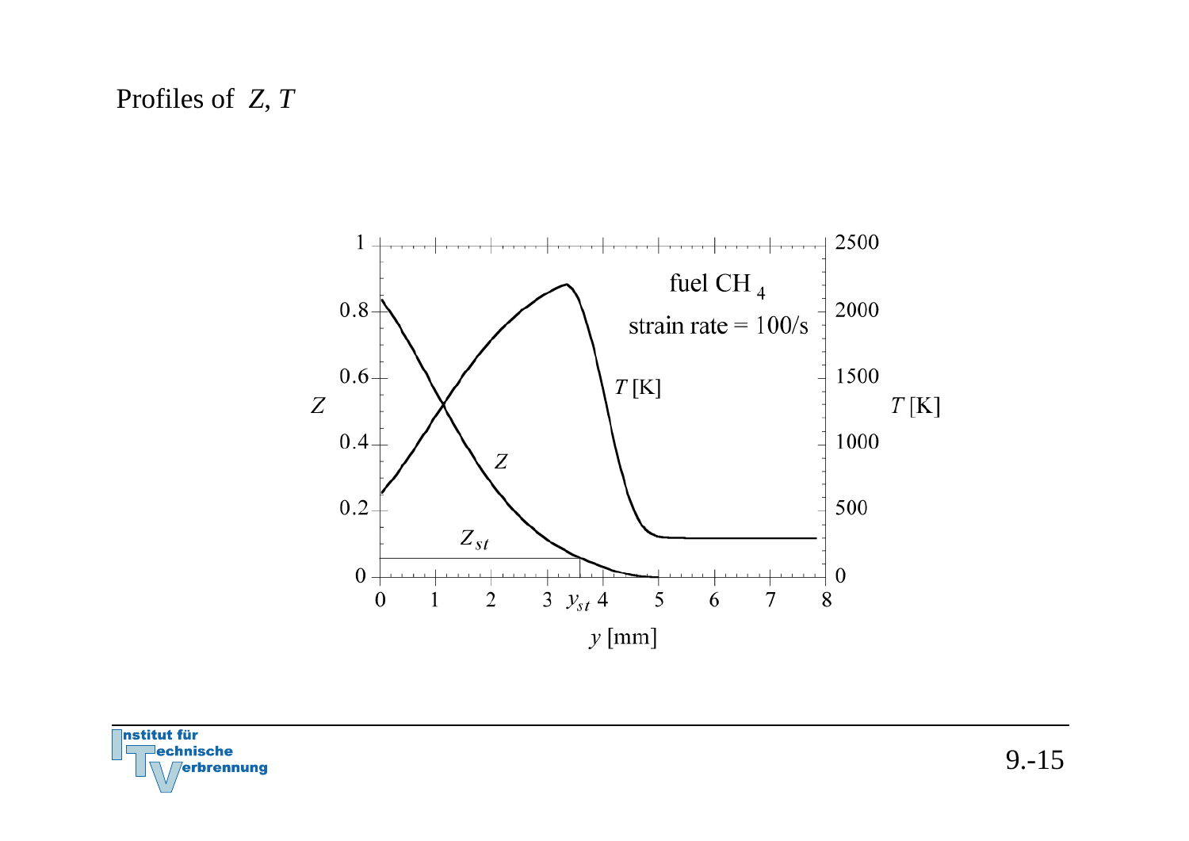Profiles of $Z$, $T$

fuel $CH_4$

strain rate = 100/s

$Z$

$T$ [K]

$Z_{st}$

$y_{st}$

$y$ [mm]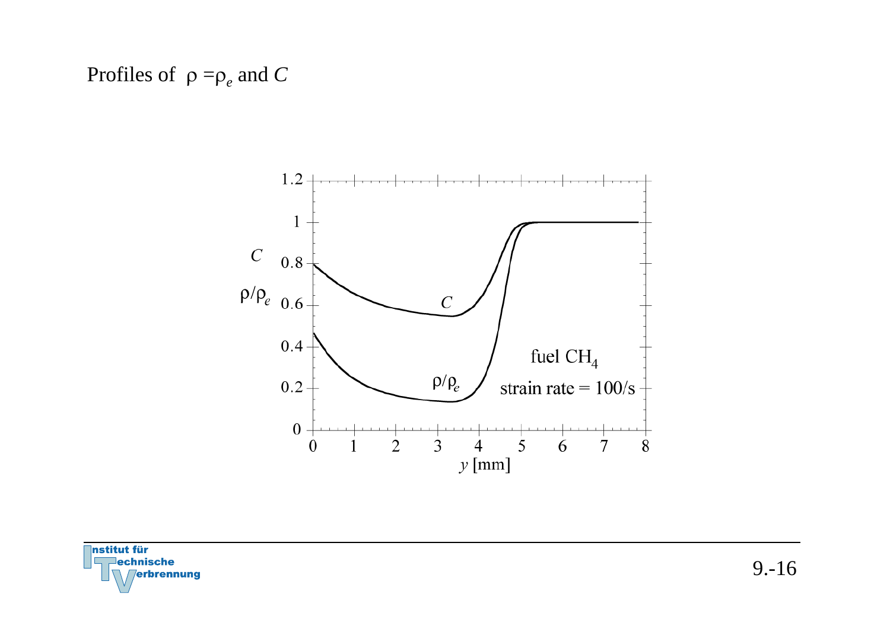Profiles of $\rho = \rho_e$ and $C$

$C$

$\rho/\rho_e$

fuel $CH_4$

strain rate = 100/s

$y$ [mm]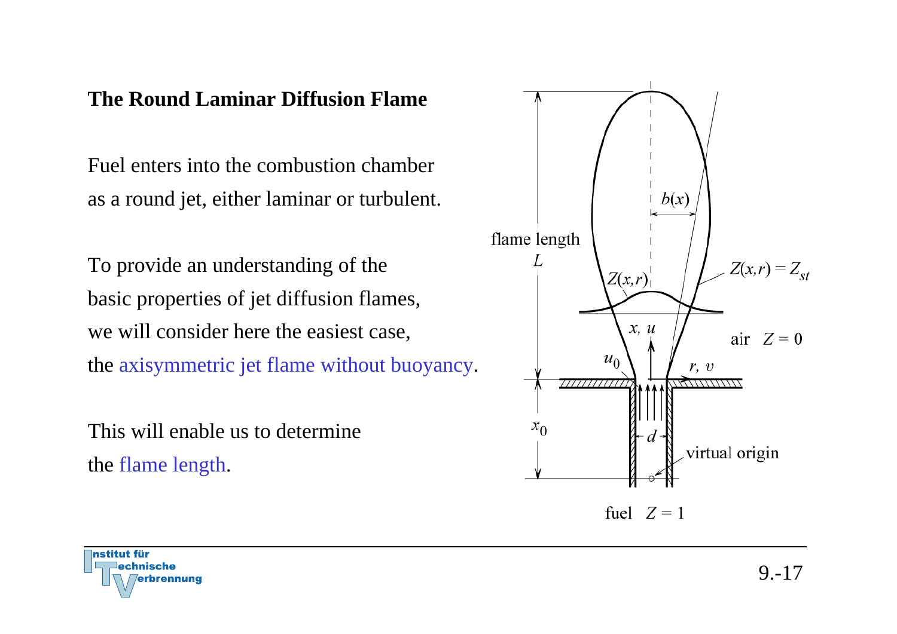## The Round Laminar Diffusion Flame

Fuel enters into the combustion chamber as a round jet, either laminar or turbulent.

To provide an understanding of the basic properties of jet diffusion flames, we will consider here the easiest case, the axisymmetric jet flame without buoyancy.

This will enable us to determine the flame length.

flame length $L$

$b(x)$

$Z(x,r)$

$Z(x,r) = Z_{st}$

$x, u$

air $Z = 0$

$u_0$

$r, v$

$x_0$

$d$

virtual origin

fuel $Z = 1$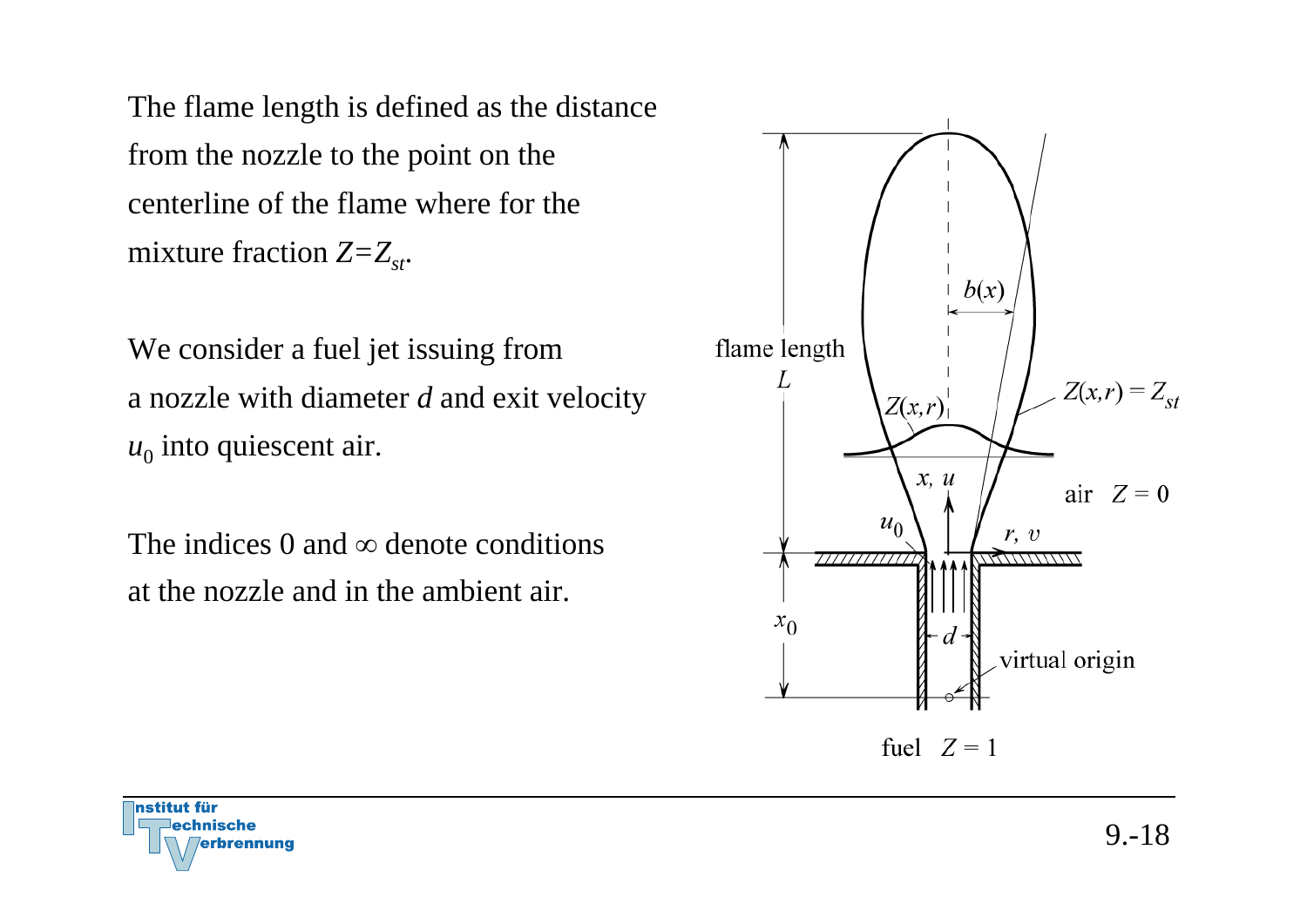The flame length is defined as the distance from the nozzle to the point on the centerline of the flame where for the mixture fraction $Z=Z_{st}$.

We consider a fuel jet issuing from a nozzle with diameter $d$ and exit velocity $u_0$ into quiescent air.

The indices 0 and $\infty$ denote conditions at the nozzle and in the ambient air.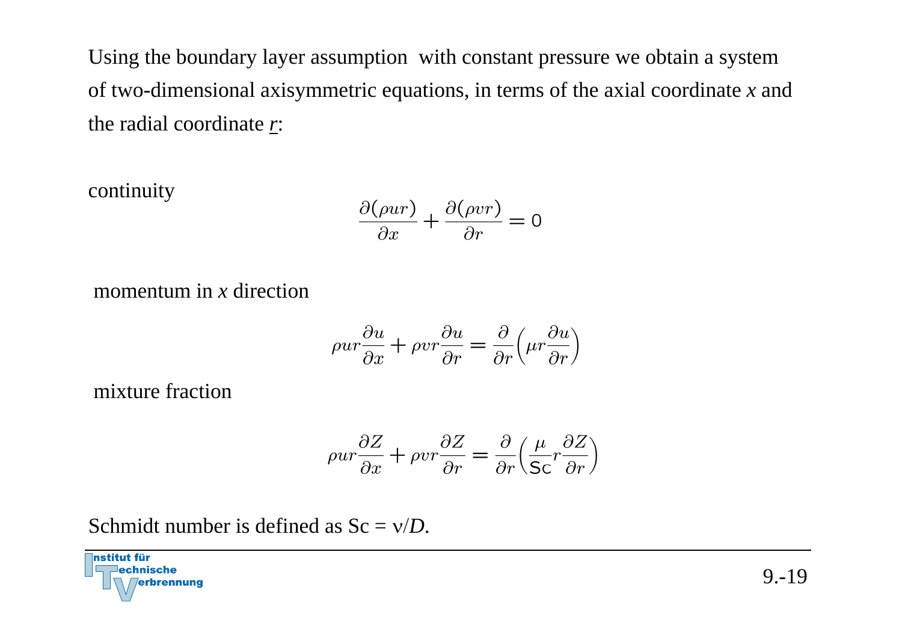Using the boundary layer assumption with constant pressure we obtain a system of two-dimensional axisymmetric equations, in terms of the axial coordinate *x* and the radial coordinate *r*:

continuity

$$\frac{\partial(\rho u r)}{\partial x} + \frac{\partial(\rho v r)}{\partial r} = 0$$

momentum in *x* direction

$$\rho u r \frac{\partial u}{\partial x} + \rho v r \frac{\partial u}{\partial r} = \frac{\partial}{\partial r}\left(\mu r \frac{\partial u}{\partial r}\right)$$

mixture fraction

$$\rho u r \frac{\partial Z}{\partial x} + \rho v r \frac{\partial Z}{\partial r} = \frac{\partial}{\partial r}\left(\frac{\mu}{\mathrm{Sc}} r \frac{\partial Z}{\partial r}\right)$$

Schmidt number is defined as $\mathrm{Sc} = \nu / D$.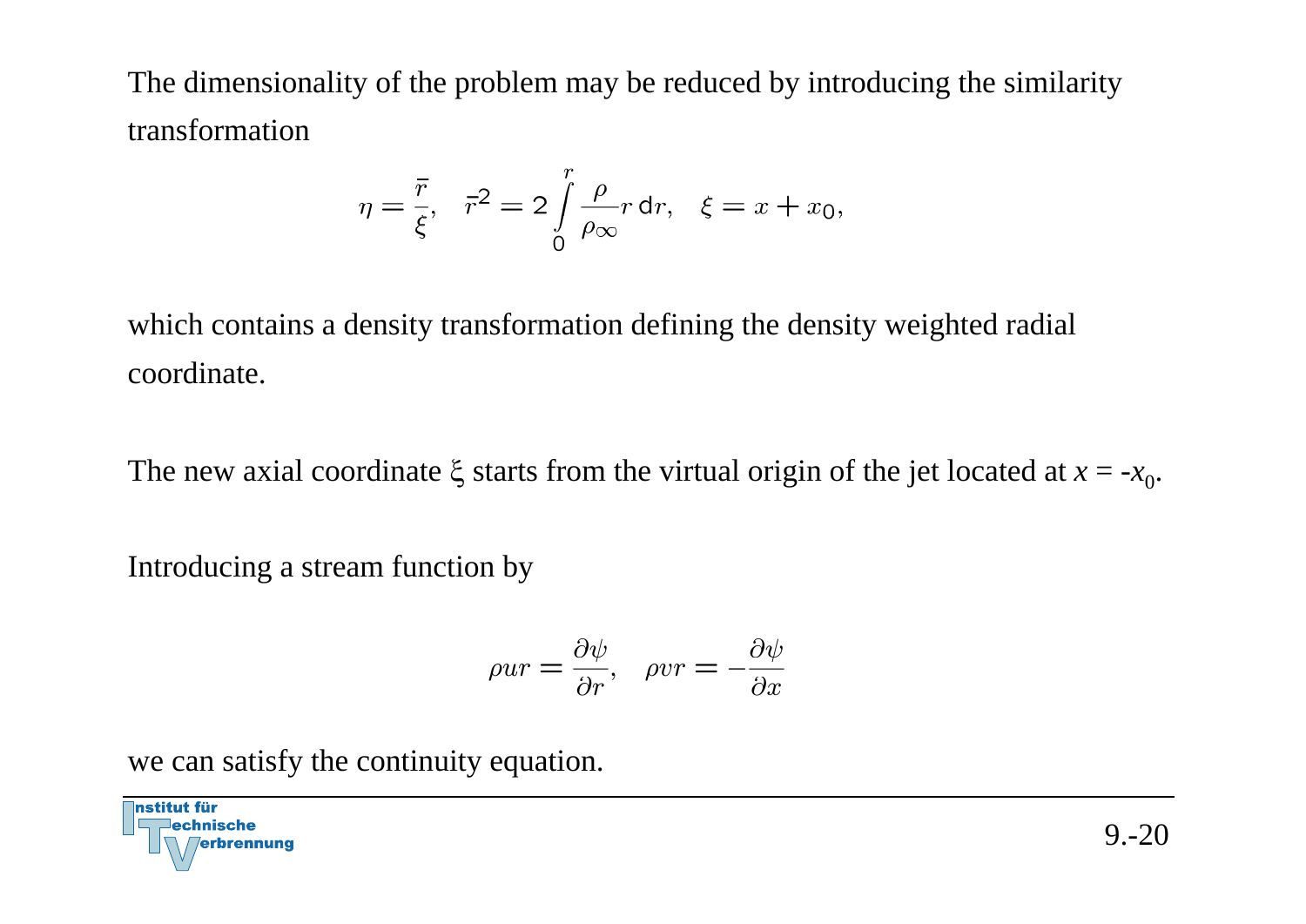The dimensionality of the problem may be reduced by introducing the similarity transformation

$$\eta = \frac{\bar{r}}{\xi}, \quad \bar{r}^2 = 2\int_0^r \frac{\rho}{\rho_\infty} r \, \mathrm{d}r, \quad \xi = x + x_0,$$

which contains a density transformation defining the density weighted radial coordinate.

The new axial coordinate $\xi$ starts from the virtual origin of the jet located at $x = -x_0$.

Introducing a stream function by

$$\rho u r = \frac{\partial \psi}{\partial r}, \quad \rho v r = -\frac{\partial \psi}{\partial x}$$

we can satisfy the continuity equation.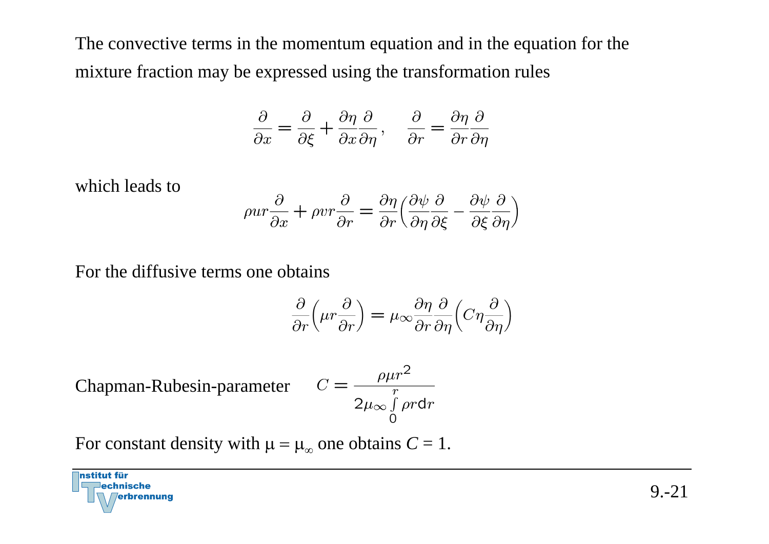The convective terms in the momentum equation and in the equation for the mixture fraction may be expressed using the transformation rules

$$\frac{\partial}{\partial x} = \frac{\partial}{\partial \xi} + \frac{\partial \eta}{\partial x}\frac{\partial}{\partial \eta}, \quad \frac{\partial}{\partial r} = \frac{\partial \eta}{\partial r}\frac{\partial}{\partial \eta}$$

which leads to

$$\rho u r \frac{\partial}{\partial x} + \rho v r \frac{\partial}{\partial r} = \frac{\partial \eta}{\partial r}\left(\frac{\partial \psi}{\partial \eta}\frac{\partial}{\partial \xi} - \frac{\partial \psi}{\partial \xi}\frac{\partial}{\partial \eta}\right)$$

For the diffusive terms one obtains

$$\frac{\partial}{\partial r}\left(\mu r \frac{\partial}{\partial r}\right) = \mu_\infty \frac{\partial \eta}{\partial r}\frac{\partial}{\partial \eta}\left(C \eta \frac{\partial}{\partial \eta}\right)$$

Chapman-Rubesin-parameter

$$C = \frac{\rho \mu r^2}{2\mu_\infty \int\limits_0^r \rho r \mathrm{d}r}$$

For constant density with $\mu = \mu_\infty$ one obtains $C = 1$.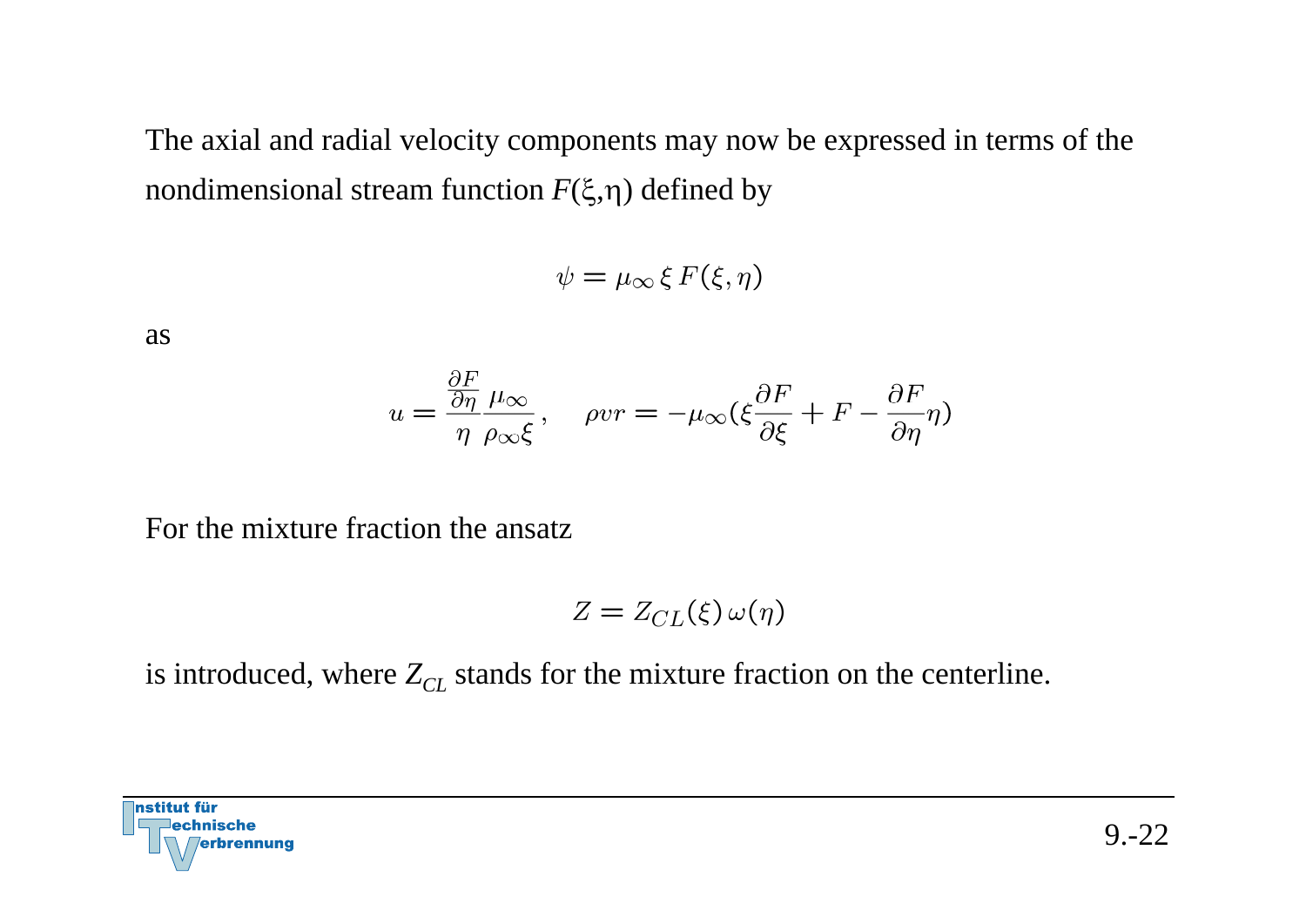The axial and radial velocity components may now be expressed in terms of the nondimensional stream function $F(\xi,\eta)$ defined by

$$\psi = \mu_\infty \, \xi \, F(\xi, \eta)$$

as

$$u = \frac{\frac{\partial F}{\partial \eta}}{\eta} \frac{\mu_\infty}{\rho_\infty \xi}, \quad \rho v r = -\mu_\infty (\xi \frac{\partial F}{\partial \xi} + F - \frac{\partial F}{\partial \eta} \eta)$$

For the mixture fraction the ansatz

$$Z = Z_{CL}(\xi) \, \omega(\eta)$$

is introduced, where $Z_{CL}$ stands for the mixture fraction on the centerline.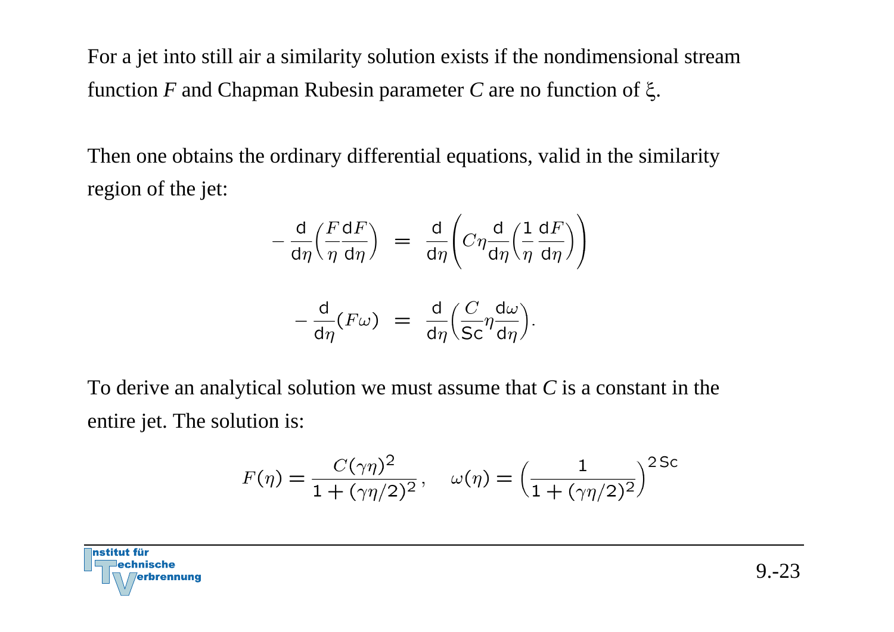For a jet into still air a similarity solution exists if the nondimensional stream function $F$ and Chapman Rubesin parameter $C$ are no function of $\xi$.

Then one obtains the ordinary differential equations, valid in the similarity region of the jet:

$$-\frac{\mathsf{d}}{\mathsf{d}\eta}\left(\frac{F}{\eta}\frac{\mathsf{d}F}{\mathsf{d}\eta}\right) = \frac{\mathsf{d}}{\mathsf{d}\eta}\left(C\eta\frac{\mathsf{d}}{\mathsf{d}\eta}\left(\frac{1}{\eta}\frac{\mathsf{d}F}{\mathsf{d}\eta}\right)\right)$$

$$-\frac{\mathsf{d}}{\mathsf{d}\eta}(F\omega) = \frac{\mathsf{d}}{\mathsf{d}\eta}\left(\frac{C}{\mathsf{Sc}}\eta\frac{\mathsf{d}\omega}{\mathsf{d}\eta}\right).$$

To derive an analytical solution we must assume that $C$ is a constant in the entire jet. The solution is:

$$F(\eta) = \frac{C(\gamma\eta)^2}{1+(\gamma\eta/2)^2}, \quad \omega(\eta) = \left(\frac{1}{1+(\gamma\eta/2)^2}\right)^{2\,\mathsf{Sc}}$$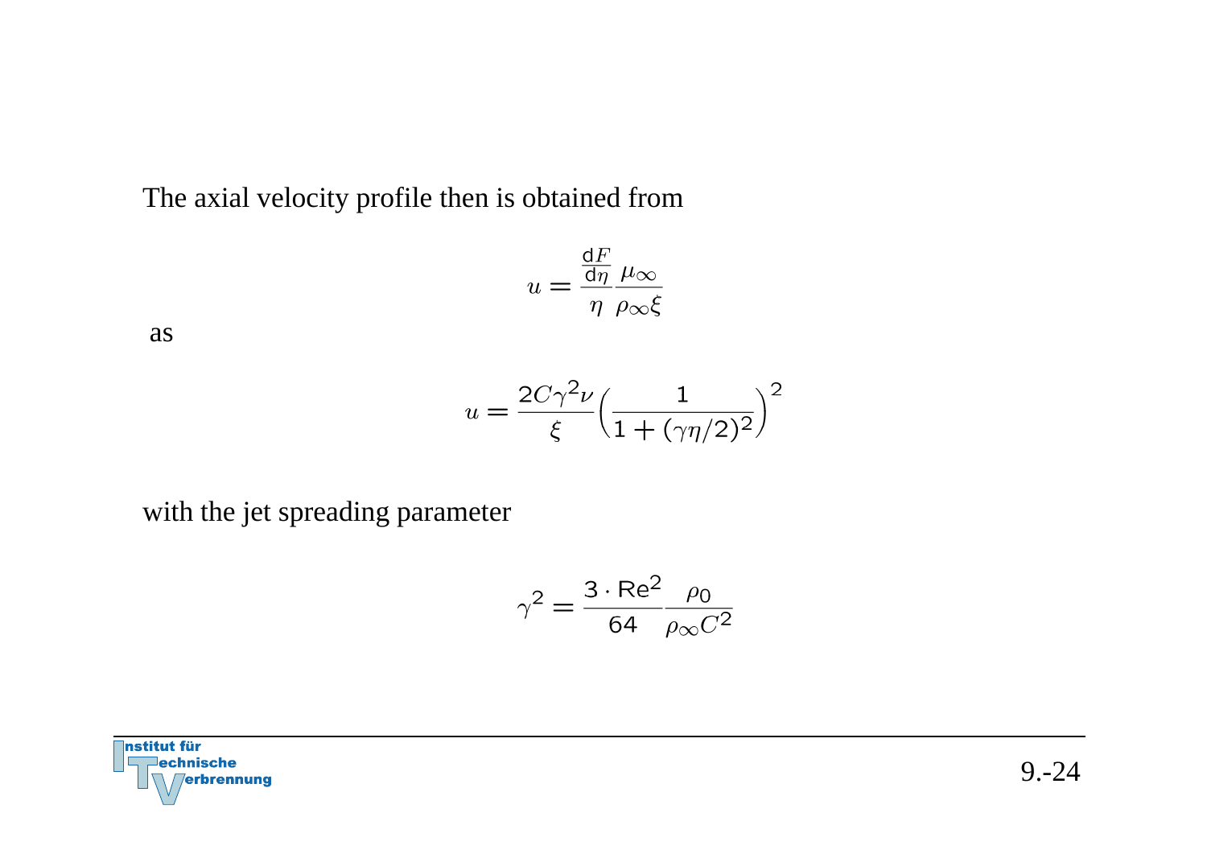The axial velocity profile then is obtained from

$$u = \frac{\frac{\mathrm{d}F}{\mathrm{d}\eta}}{\eta} \frac{\mu_\infty}{\rho_\infty \xi}$$

as

$$u = \frac{2C\gamma^2\nu}{\xi}\Big(\frac{1}{1 + (\gamma\eta/2)^2}\Big)^2$$

with the jet spreading parameter

$$\gamma^2 = \frac{3 \cdot \mathrm{Re}^2}{64} \frac{\rho_0}{\rho_\infty C^2}$$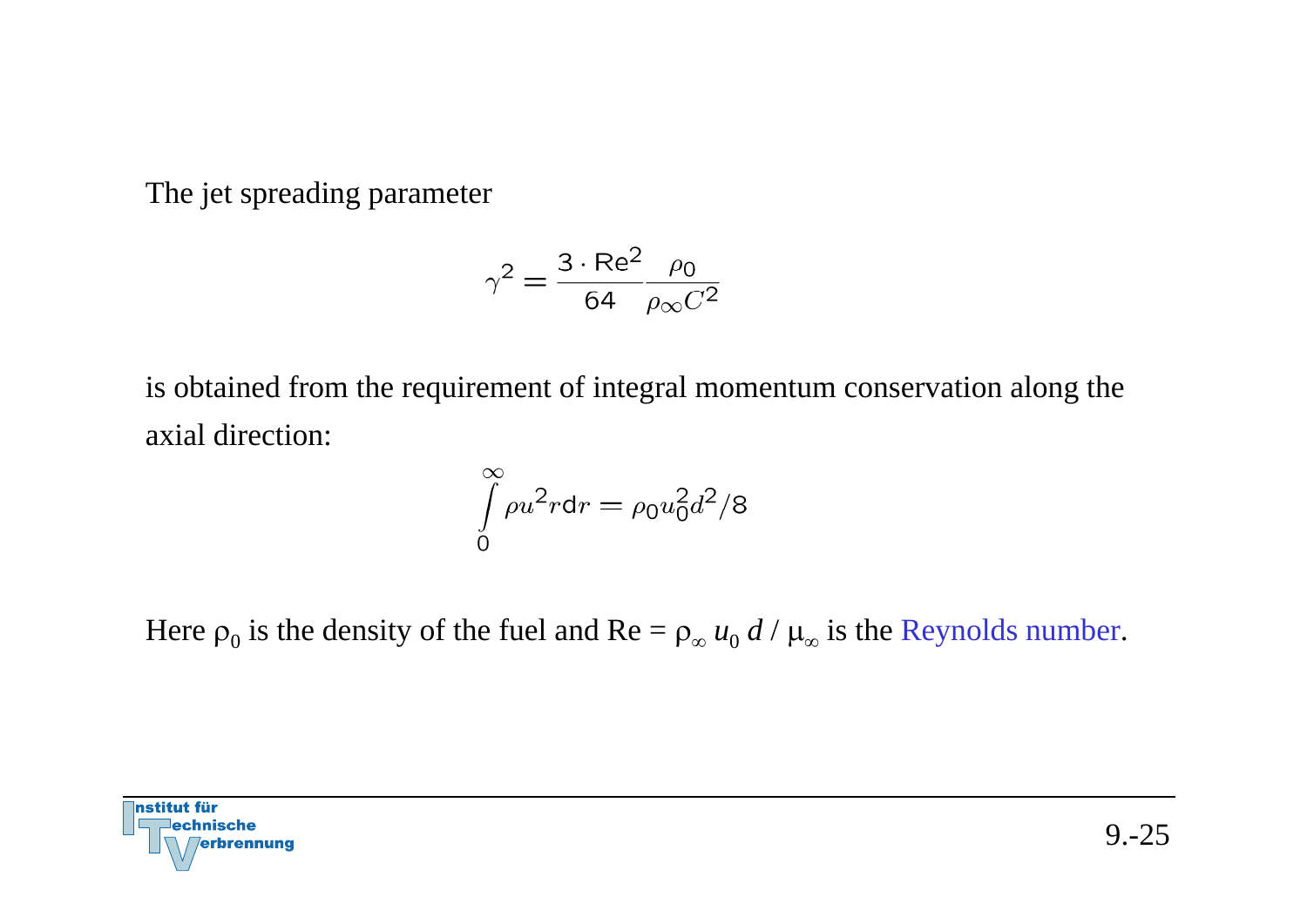The jet spreading parameter

$$\gamma^2 = \frac{3 \cdot \mathrm{Re}^2}{64} \frac{\rho_0}{\rho_\infty C^2}$$

is obtained from the requirement of integral momentum conservation along the axial direction:

$$\int_0^\infty \rho u^2 r \mathrm{d}r = \rho_0 u_0^2 d^2 / 8$$

Here $\rho_0$ is the density of the fuel and $\mathrm{Re} = \rho_\infty u_0 d / \mu_\infty$ is the Reynolds number.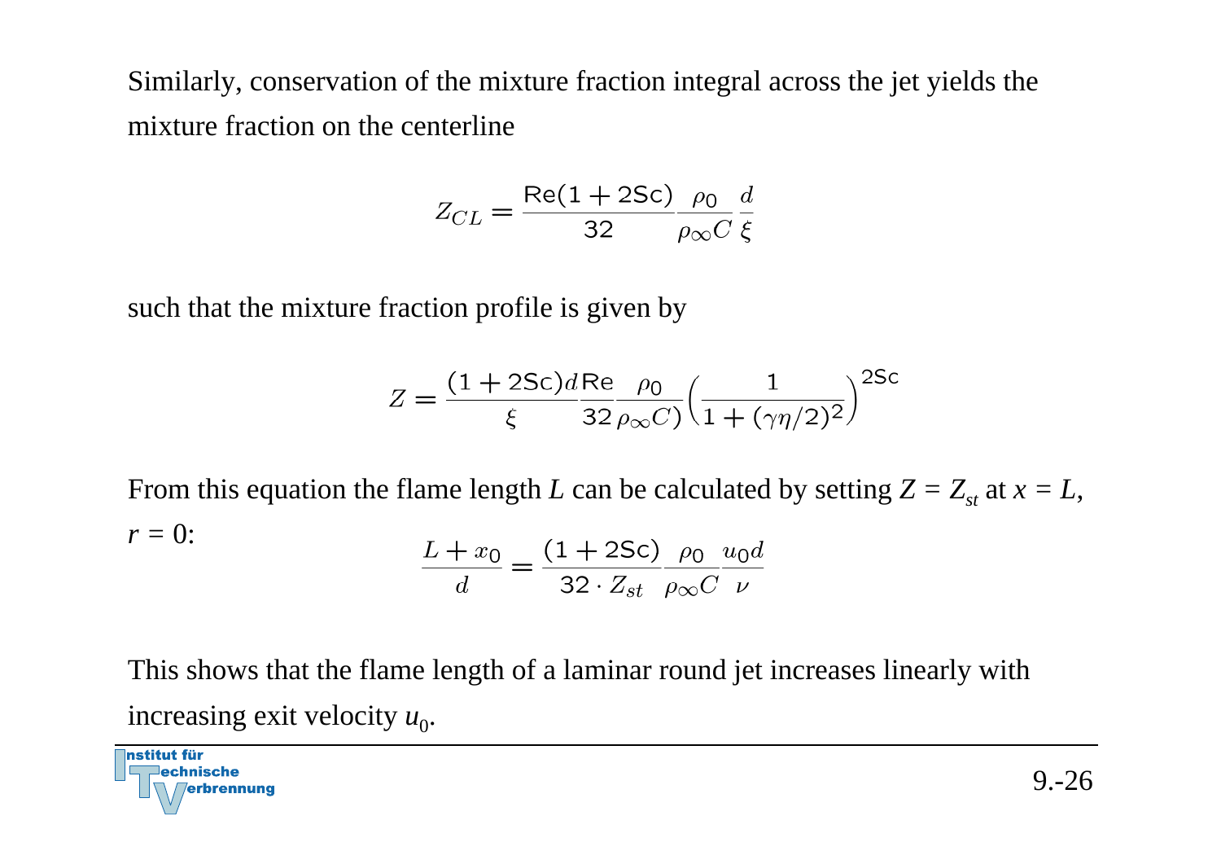Similarly, conservation of the mixture fraction integral across the jet yields the mixture fraction on the centerline

$$Z_{CL} = \frac{\mathrm{Re}(1 + 2\mathrm{Sc})}{32} \frac{\rho_0}{\rho_\infty C} \frac{d}{\xi}$$

such that the mixture fraction profile is given by

$$Z = \frac{(1 + 2\mathrm{Sc}) d}{\xi} \frac{\mathrm{Re}}{32} \frac{\rho_0}{\rho_\infty C)} \left( \frac{1}{1 + (\gamma \eta / 2)^2} \right)^{2\mathrm{Sc}}$$

From this equation the flame length $L$ can be calculated by setting $Z = Z_{st}$ at $x = L$, $r = 0$:

$$\frac{L + x_0}{d} = \frac{(1 + 2\mathrm{Sc})}{32 \cdot Z_{st}} \frac{\rho_0}{\rho_\infty C} \frac{u_0 d}{\nu}$$

This shows that the flame length of a laminar round jet increases linearly with increasing exit velocity $u_0$.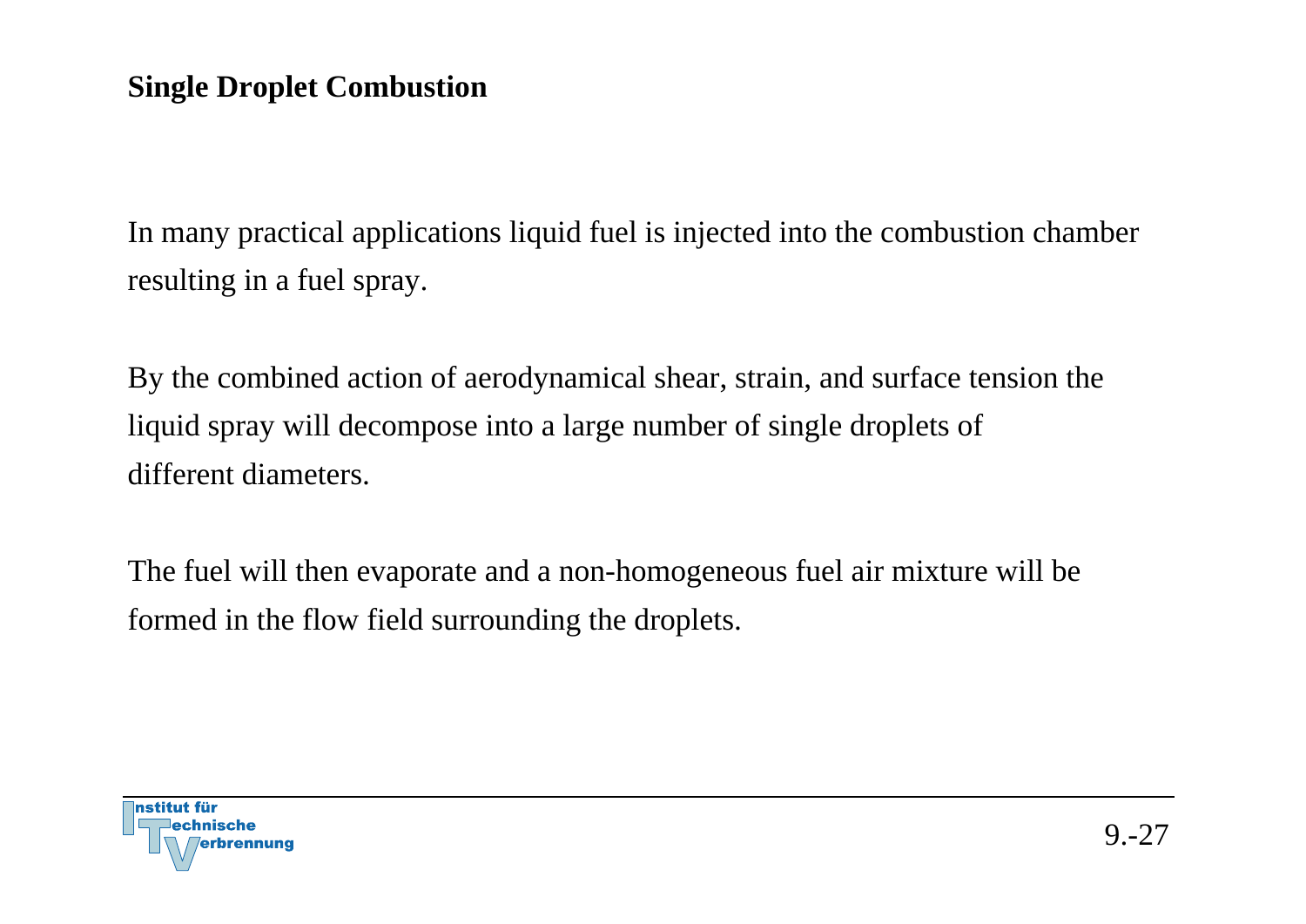## Single Droplet Combustion

In many practical applications liquid fuel is injected into the combustion chamber resulting in a fuel spray.

By the combined action of aerodynamical shear, strain, and surface tension the liquid spray will decompose into a large number of single droplets of different diameters.

The fuel will then evaporate and a non-homogeneous fuel air mixture will be formed in the flow field surrounding the droplets.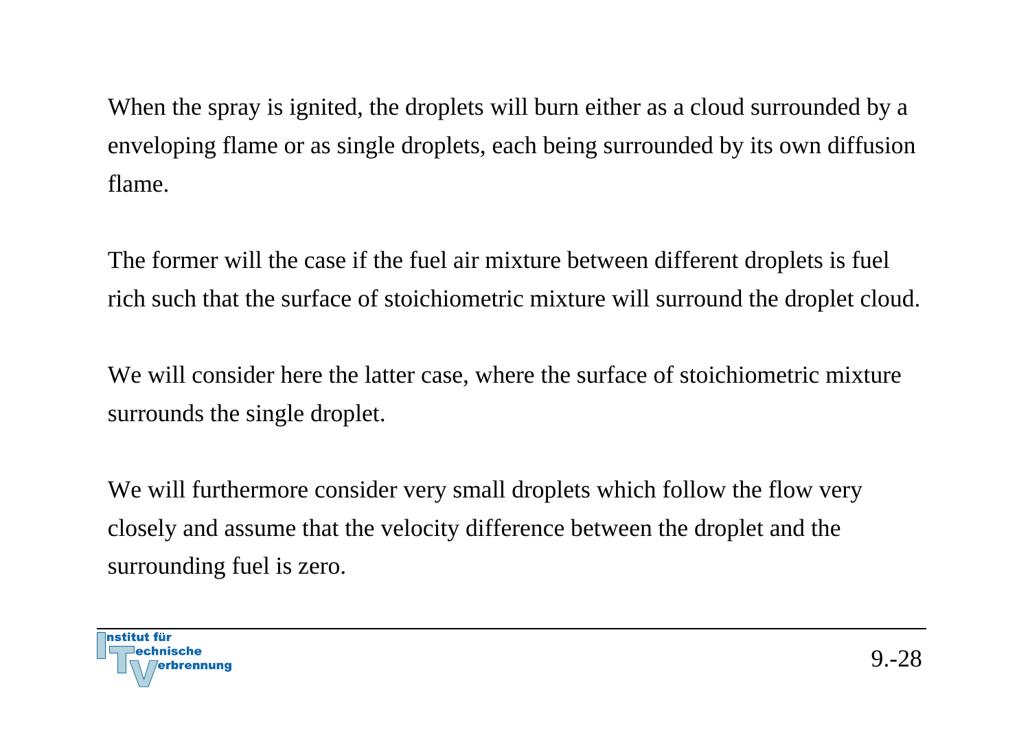When the spray is ignited, the droplets will burn either as a cloud surrounded by a enveloping flame or as single droplets, each being surrounded by its own diffusion flame.

The former will the case if the fuel air mixture between different droplets is fuel rich such that the surface of stoichiometric mixture will surround the droplet cloud.

We will consider here the latter case, where the surface of stoichiometric mixture surrounds the single droplet.

We will furthermore consider very small droplets which follow the flow very closely and assume that the velocity difference between the droplet and the surrounding fuel is zero.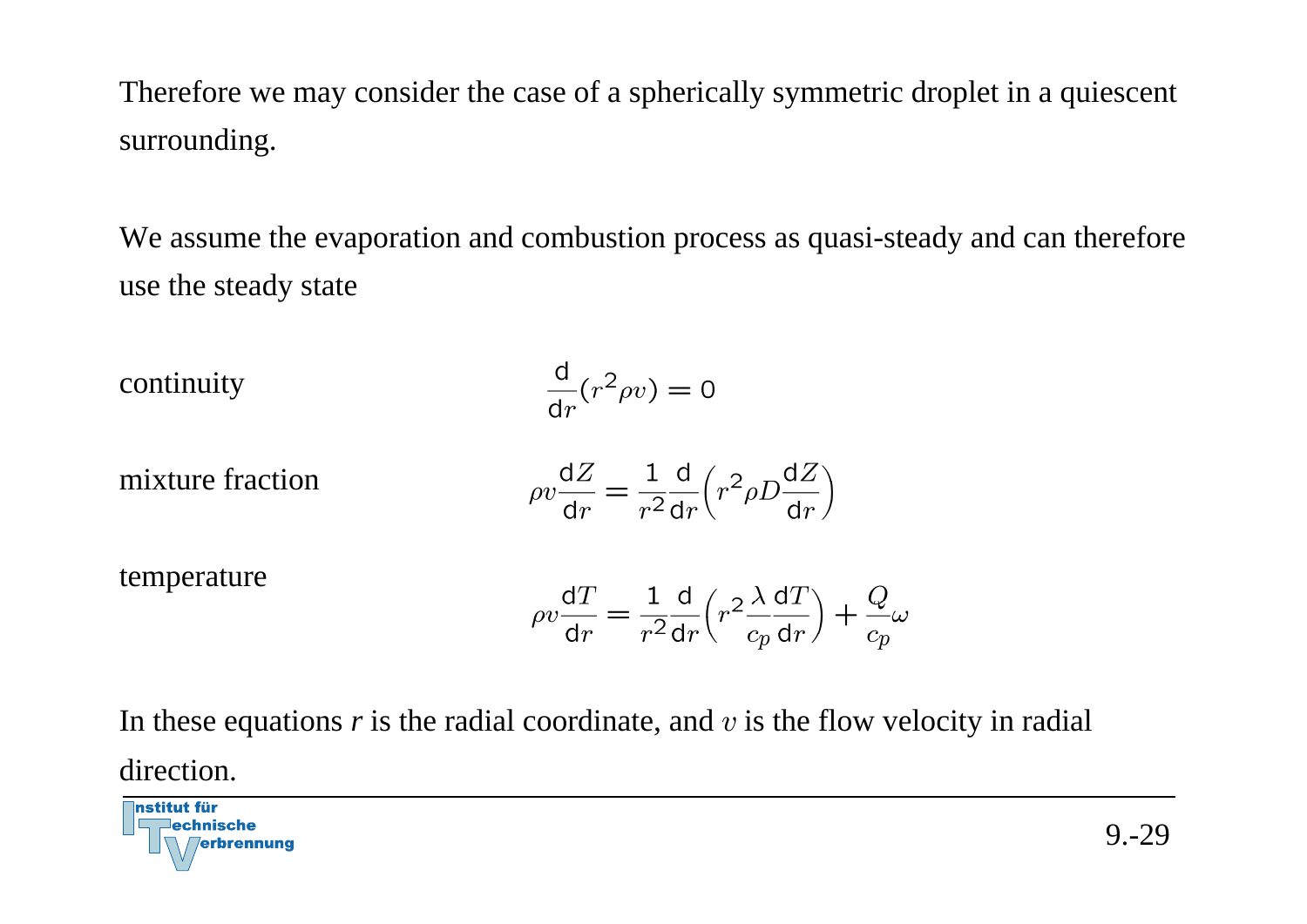Therefore we may consider the case of a spherically symmetric droplet in a quiescent surrounding.

We assume the evaporation and combustion process as quasi-steady and can therefore use the steady state

continuity

$$\frac{\mathrm{d}}{\mathrm{d}r}(r^2 \rho v) = 0$$

mixture fraction

$$\rho v \frac{\mathrm{d}Z}{\mathrm{d}r} = \frac{1}{r^2}\frac{\mathrm{d}}{\mathrm{d}r}\left(r^2 \rho D \frac{\mathrm{d}Z}{\mathrm{d}r}\right)$$

temperature

$$\rho v \frac{\mathrm{d}T}{\mathrm{d}r} = \frac{1}{r^2}\frac{\mathrm{d}}{\mathrm{d}r}\left(r^2 \frac{\lambda}{c_p} \frac{\mathrm{d}T}{\mathrm{d}r}\right) + \frac{Q}{c_p}\omega$$

In these equations $r$ is the radial coordinate, and $v$ is the flow velocity in radial direction.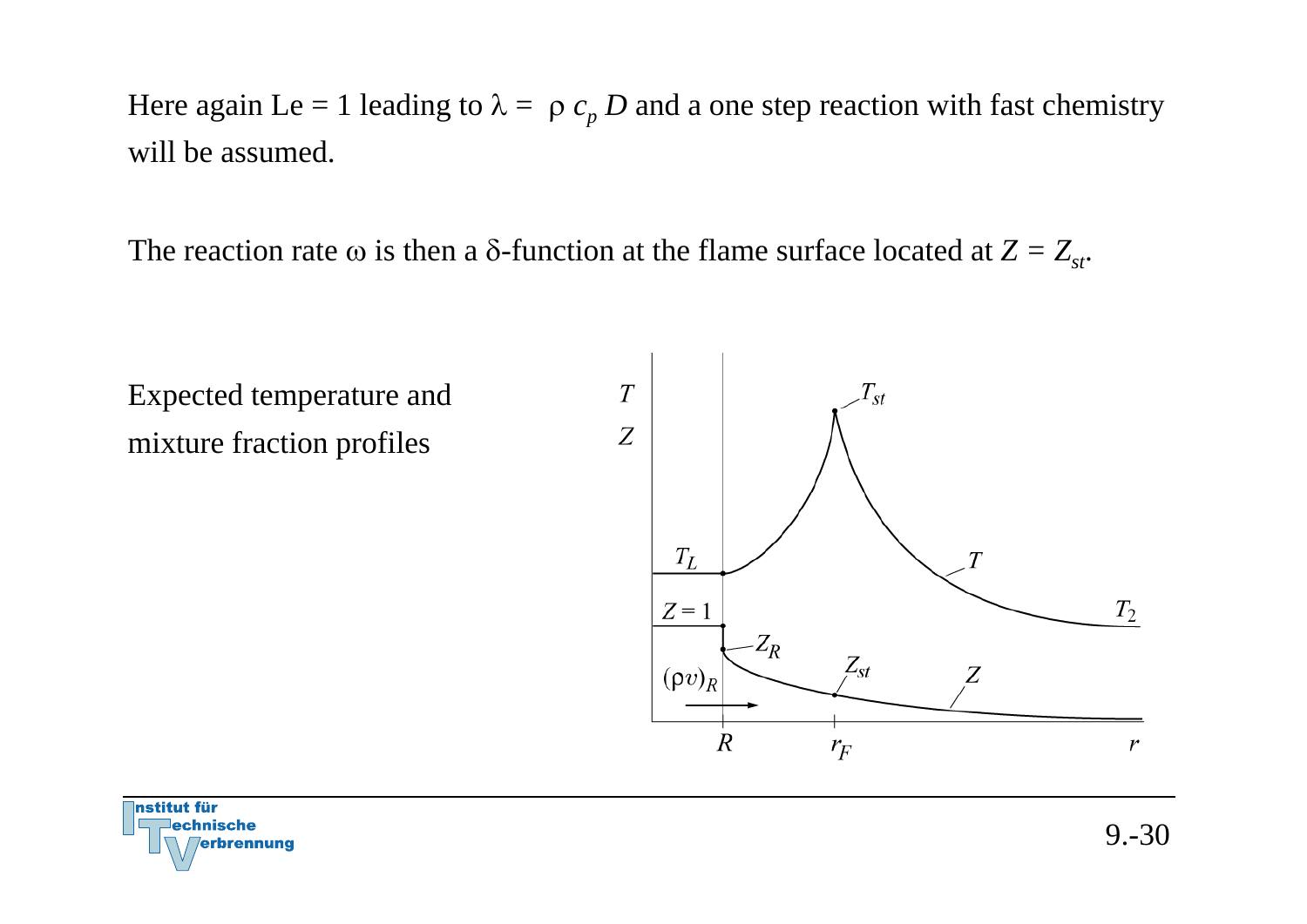Here again Le = 1 leading to $\lambda = \rho\, c_p\, D$ and a one step reaction with fast chemistry will be assumed.

The reaction rate $\omega$ is then a $\delta$-function at the flame surface located at $Z = Z_{st}$.

Expected temperature and mixture fraction profiles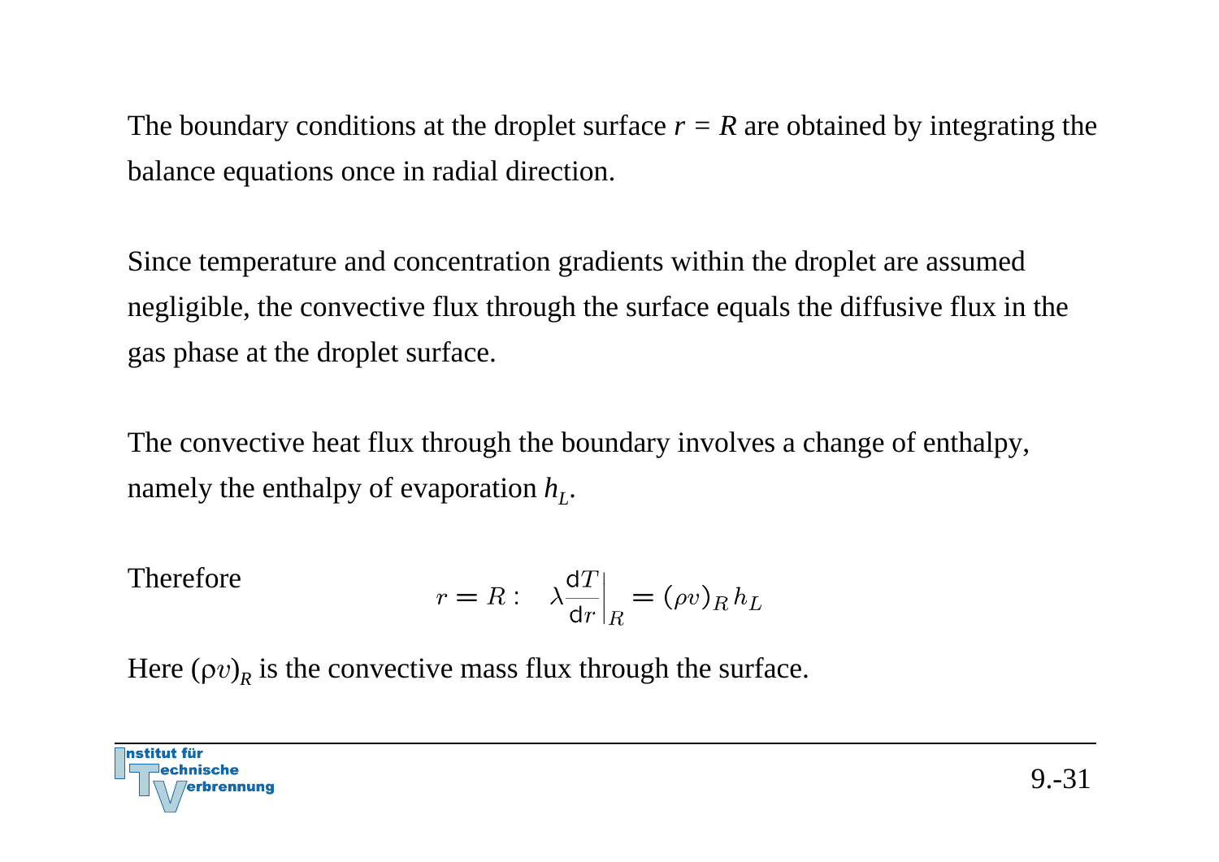The boundary conditions at the droplet surface $r = R$ are obtained by integrating the balance equations once in radial direction.

Since temperature and concentration gradients within the droplet are assumed negligible, the convective flux through the surface equals the diffusive flux in the gas phase at the droplet surface.

The convective heat flux through the boundary involves a change of enthalpy, namely the enthalpy of evaporation $h_L$.

Therefore

$$r = R: \quad \lambda \frac{\mathrm{d}T}{\mathrm{d}r}\bigg|_R = (\rho v)_R \, h_L$$

Here $(\rho v)_R$ is the convective mass flux through the surface.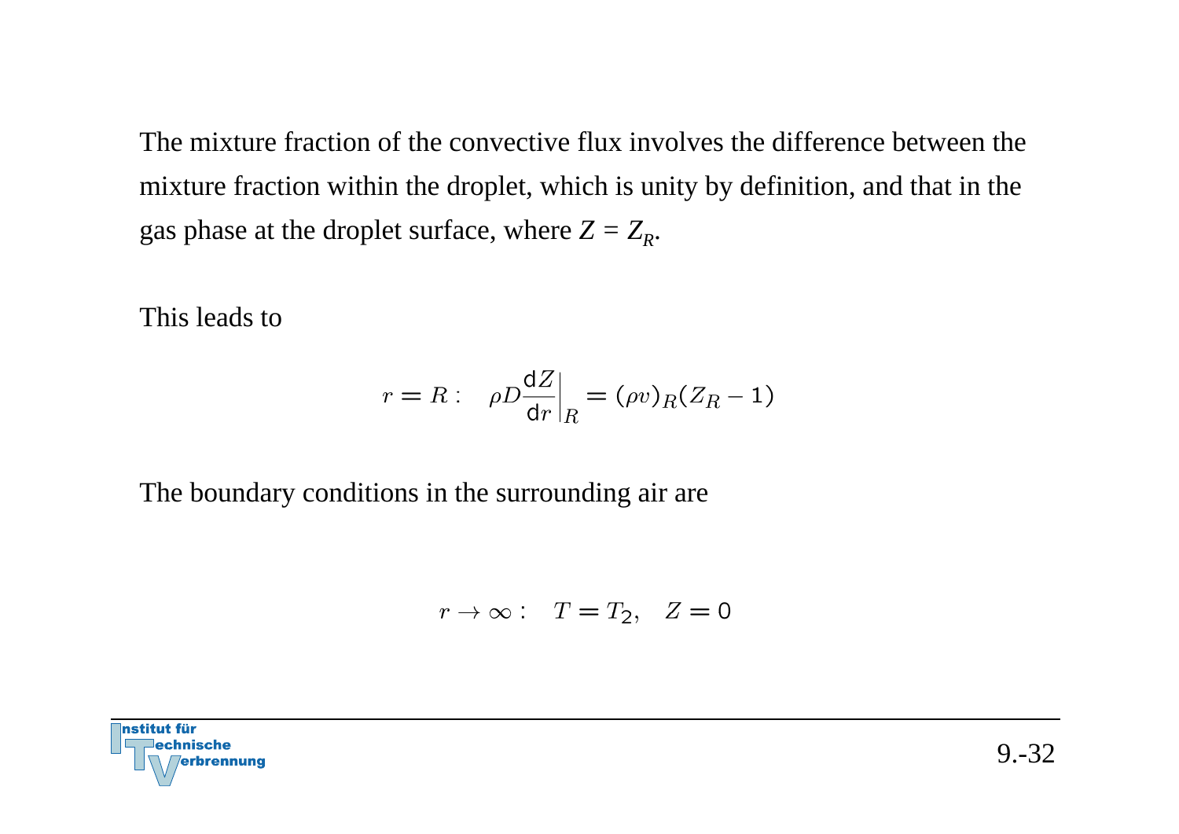The mixture fraction of the convective flux involves the difference between the mixture fraction within the droplet, which is unity by definition, and that in the gas phase at the droplet surface, where $Z = Z_R$.

This leads to

$$r = R: \quad \rho D \frac{\mathrm{d}Z}{\mathrm{d}r}\bigg|_R = (\rho v)_R (Z_R - 1)$$

The boundary conditions in the surrounding air are

$$r \to \infty: \quad T = T_2, \quad Z = 0$$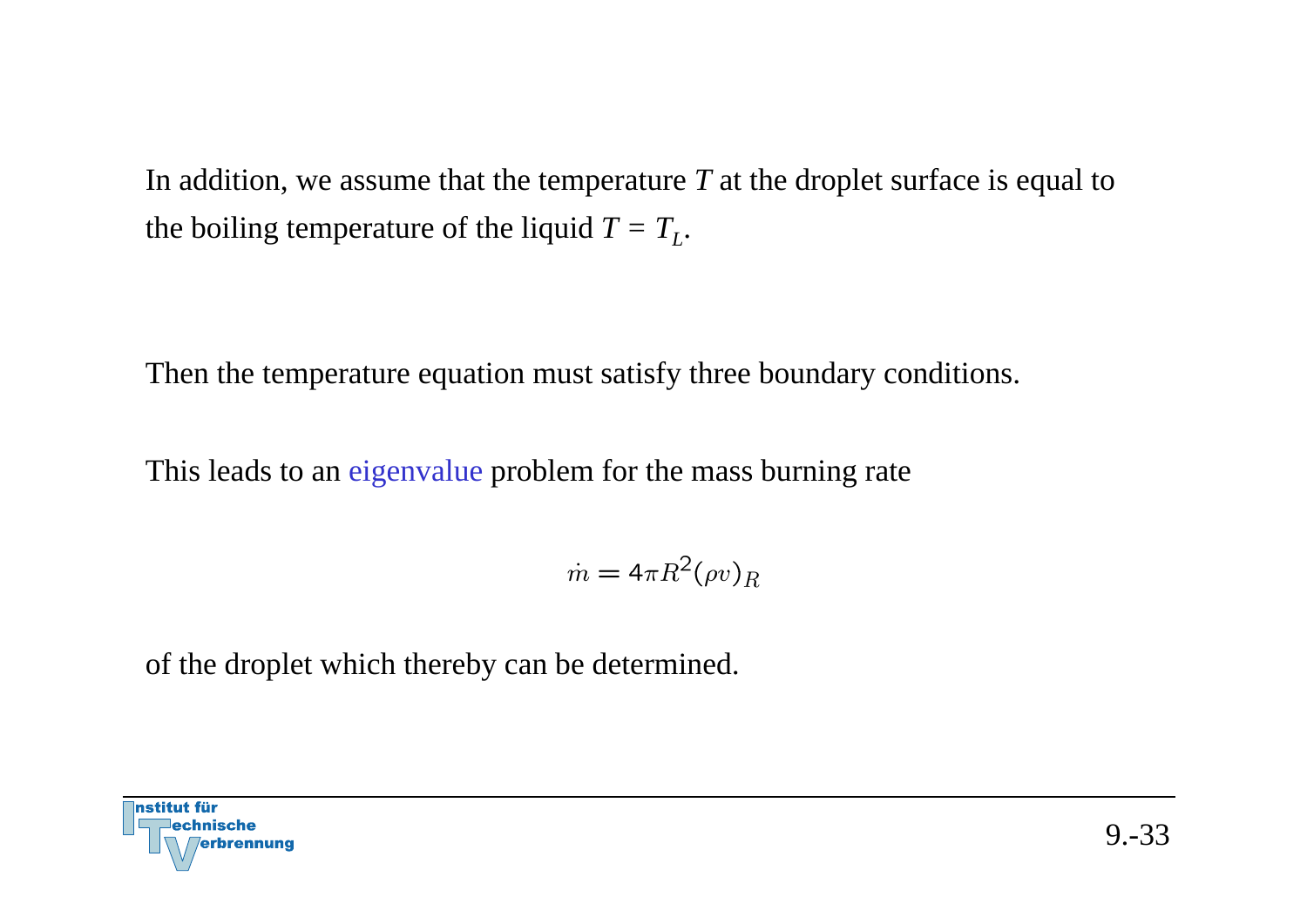In addition, we assume that the temperature $T$ at the droplet surface is equal to the boiling temperature of the liquid $T = T_L$.

Then the temperature equation must satisfy three boundary conditions.

This leads to an eigenvalue problem for the mass burning rate

$$\dot{m} = 4\pi R^2 (\rho v)_R$$

of the droplet which thereby can be determined.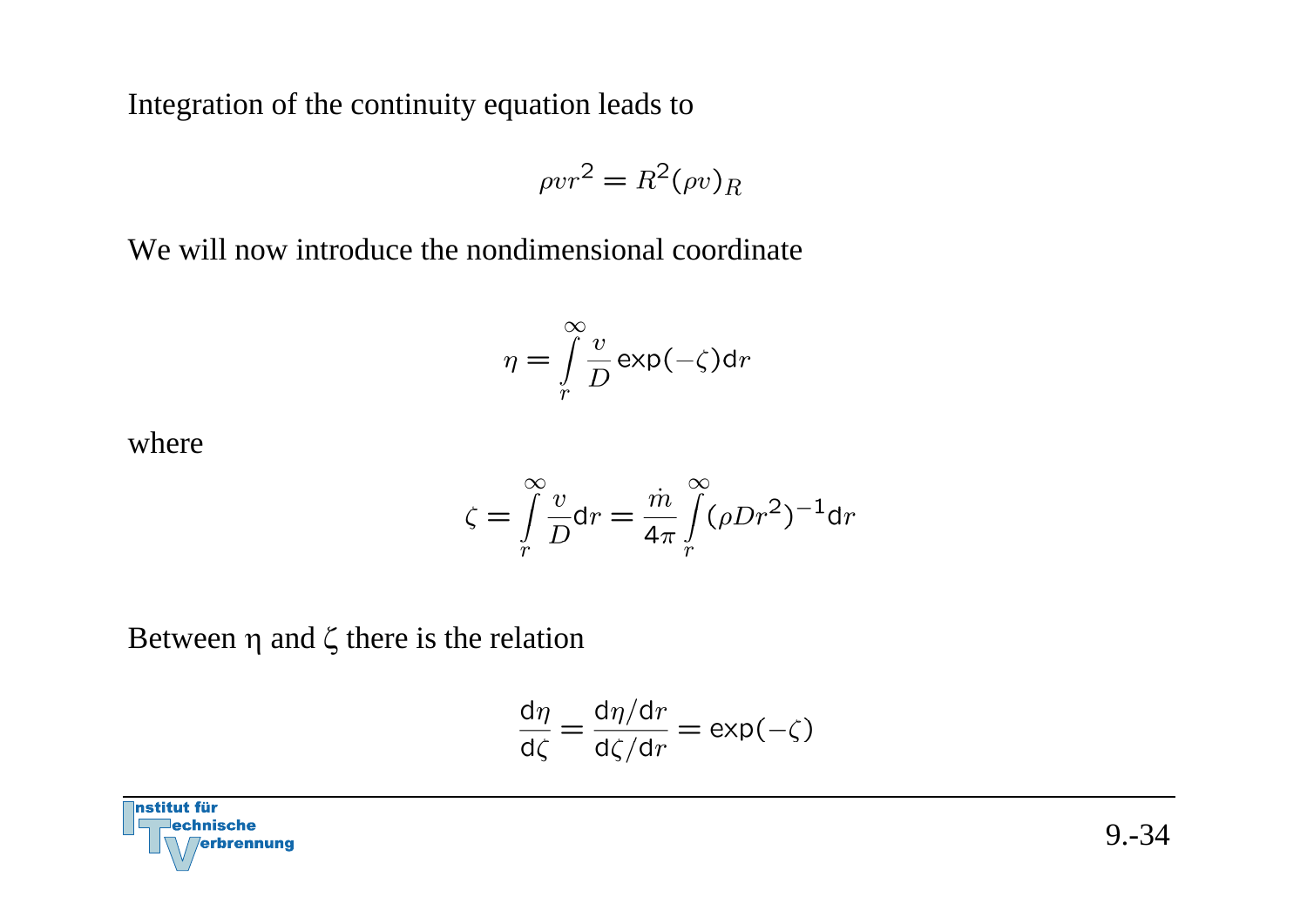Integration of the continuity equation leads to

$$\rho v r^2 = R^2 (\rho v)_R$$

We will now introduce the nondimensional coordinate

$$\eta = \int_r^{\infty} \frac{v}{D} \exp(-\zeta) \mathrm{d}r$$

where

$$\zeta = \int_r^{\infty} \frac{v}{D} \mathrm{d}r = \frac{\dot{m}}{4\pi} \int_r^{\infty} (\rho D r^2)^{-1} \mathrm{d}r$$

Between η and ζ there is the relation

$$\frac{\mathrm{d}\eta}{\mathrm{d}\zeta} = \frac{\mathrm{d}\eta / \mathrm{d}r}{\mathrm{d}\zeta / \mathrm{d}r} = \exp(-\zeta)$$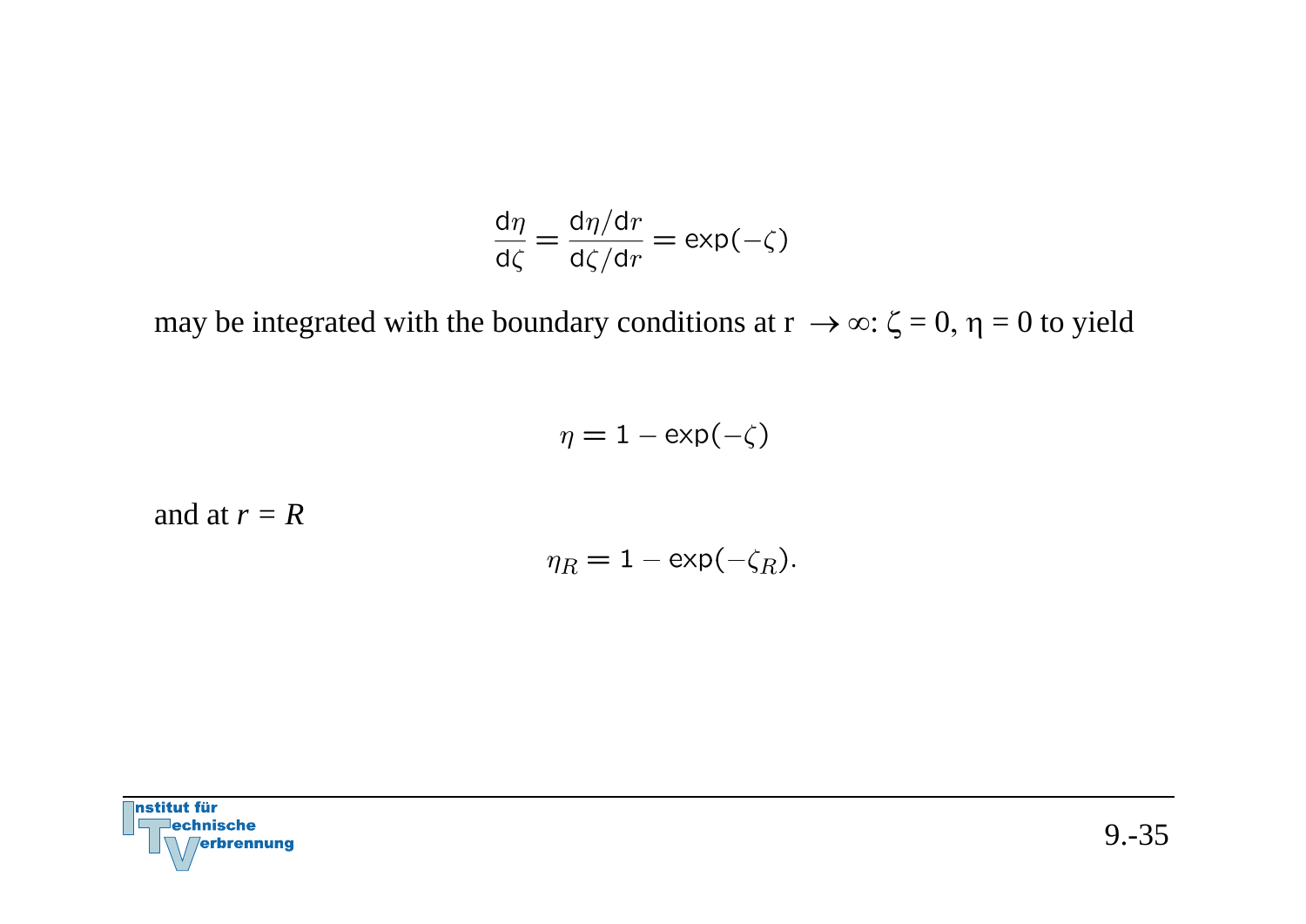$$\frac{\mathrm{d}\eta}{\mathrm{d}\zeta} = \frac{\mathrm{d}\eta/\mathrm{d}r}{\mathrm{d}\zeta/\mathrm{d}r} = \exp(-\zeta)$$

may be integrated with the boundary conditions at $r \to \infty$: $\zeta = 0$, $\eta = 0$ to yield

$$\eta = 1 - \exp(-\zeta)$$

and at $r = R$

$$\eta_R = 1 - \exp(-\zeta_R).$$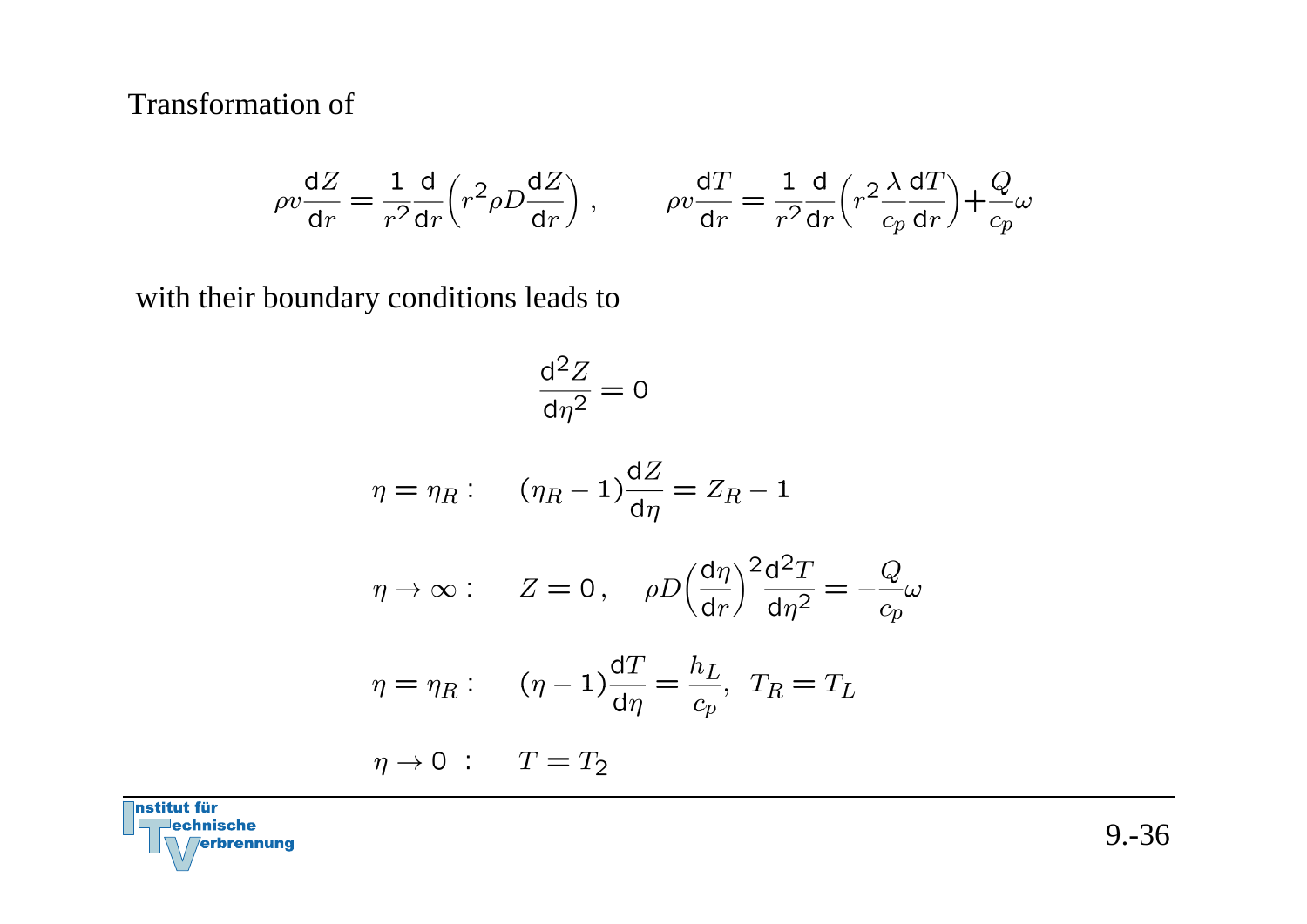Transformation of

$$\rho v \frac{\mathrm{d}Z}{\mathrm{d}r} = \frac{1}{r^2}\frac{\mathrm{d}}{\mathrm{d}r}\left(r^2 \rho D \frac{\mathrm{d}Z}{\mathrm{d}r}\right), \qquad \rho v \frac{\mathrm{d}T}{\mathrm{d}r} = \frac{1}{r^2}\frac{\mathrm{d}}{\mathrm{d}r}\left(r^2 \frac{\lambda}{c_p} \frac{\mathrm{d}T}{\mathrm{d}r}\right) + \frac{Q}{c_p}\omega$$

with their boundary conditions leads to

$$\frac{\mathrm{d}^2 Z}{\mathrm{d}\eta^2} = 0$$

$$\eta = \eta_R : \quad (\eta_R - 1)\frac{\mathrm{d}Z}{\mathrm{d}\eta} = Z_R - 1$$

$$\eta \to \infty : \quad Z = 0\,, \quad \rho D \left(\frac{\mathrm{d}\eta}{\mathrm{d}r}\right)^2 \frac{\mathrm{d}^2 T}{\mathrm{d}\eta^2} = -\frac{Q}{c_p}\omega$$

$$\eta = \eta_R : \quad (\eta - 1)\frac{\mathrm{d}T}{\mathrm{d}\eta} = \frac{h_L}{c_p}, \;\; T_R = T_L$$

$$\eta \to 0 \;: \quad T = T_2$$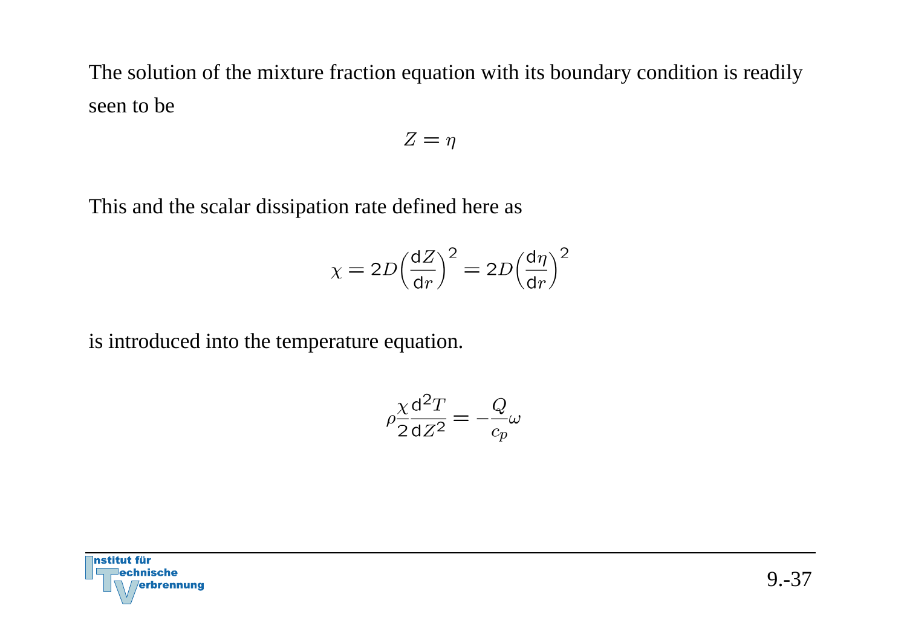The solution of the mixture fraction equation with its boundary condition is readily seen to be

$$Z = \eta$$

This and the scalar dissipation rate defined here as

$$\chi = 2D\left(\frac{\mathrm{d}Z}{\mathrm{d}r}\right)^2 = 2D\left(\frac{\mathrm{d}\eta}{\mathrm{d}r}\right)^2$$

is introduced into the temperature equation.

$$\rho\frac{\chi}{2}\frac{\mathrm{d}^2 T}{\mathrm{d}Z^2} = -\frac{Q}{c_p}\omega$$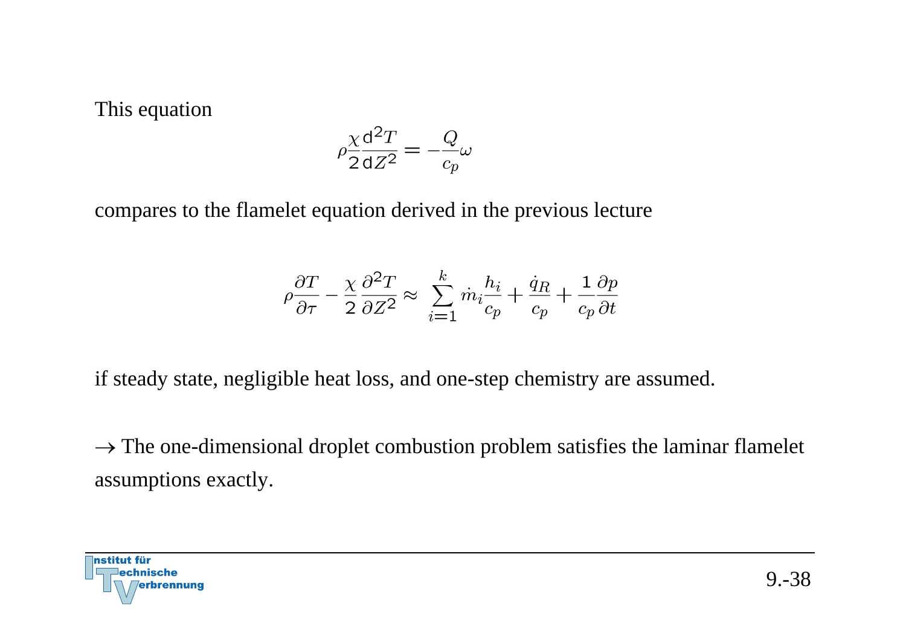This equation

$$\rho \frac{\chi}{2} \frac{\mathrm{d}^2 T}{\mathrm{d} Z^2} = -\frac{Q}{c_p} \omega$$

compares to the flamelet equation derived in the previous lecture

$$\rho \frac{\partial T}{\partial \tau} - \frac{\chi}{2} \frac{\partial^2 T}{\partial Z^2} \approx \sum_{i=1}^{k} \dot{m}_i \frac{h_i}{c_p} + \frac{\dot{q}_R}{c_p} + \frac{1}{c_p} \frac{\partial p}{\partial t}$$

if steady state, negligible heat loss, and one-step chemistry are assumed.

$\rightarrow$ The one-dimensional droplet combustion problem satisfies the laminar flamelet assumptions exactly.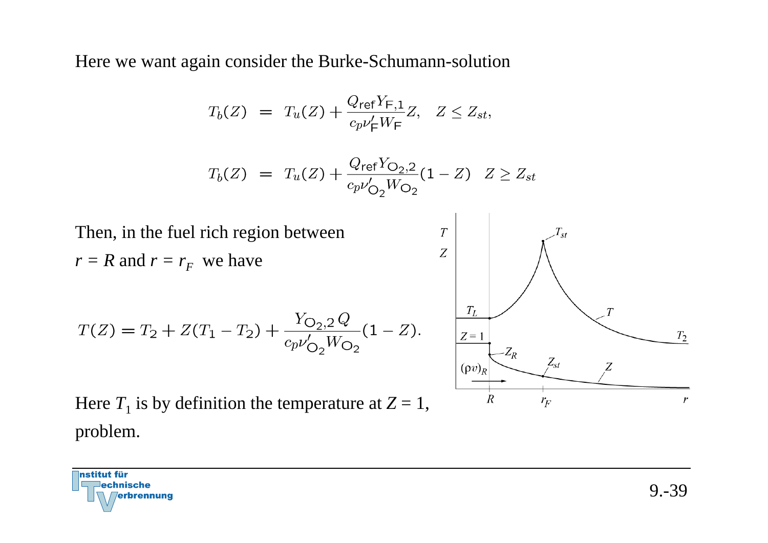Here we want again consider the Burke-Schumann-solution

$$T_b(Z) = T_u(Z) + \frac{Q_{\mathrm{ref}} Y_{\mathrm{F},1}}{c_p \nu'_{\mathrm{F}} W_{\mathrm{F}}} Z, \quad Z \le Z_{st},$$

$$T_b(Z) = T_u(Z) + \frac{Q_{\mathrm{ref}} Y_{\mathrm{O}_2,2}}{c_p \nu'_{\mathrm{O}_2} W_{\mathrm{O}_2}} (1 - Z) \quad Z \ge Z_{st}$$

Then, in the fuel rich region between $r = R$ and $r = r_F$ we have

$$T(Z) = T_2 + Z(T_1 - T_2) + \frac{Y_{\mathrm{O}_2,2}\, Q}{c_p \nu'_{\mathrm{O}_2} W_{\mathrm{O}_2}} (1 - Z).$$

Here $T_1$ is by definition the temperature at $Z = 1$, problem.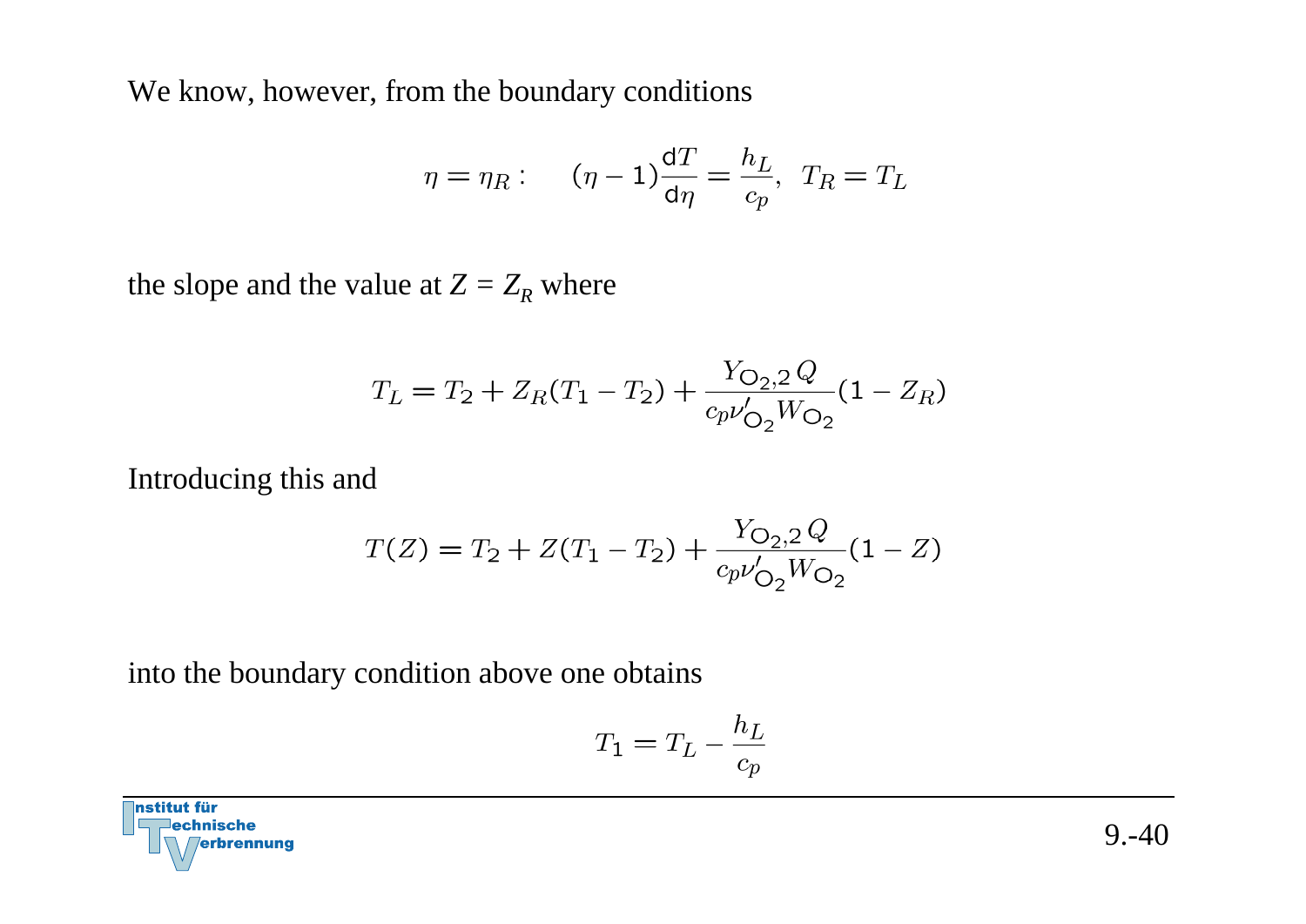We know, however, from the boundary conditions

$$\eta = \eta_R: \quad (\eta - 1)\frac{\mathrm{d}T}{\mathrm{d}\eta} = \frac{h_L}{c_p}, \;\; T_R = T_L$$

the slope and the value at $Z = Z_R$ where

$$T_L = T_2 + Z_R(T_1 - T_2) + \frac{Y_{\mathrm{O}_2,2}\, Q}{c_p \nu'_{\mathrm{O}_2} W_{\mathrm{O}_2}}(1 - Z_R)$$

Introducing this and

$$T(Z) = T_2 + Z(T_1 - T_2) + \frac{Y_{\mathrm{O}_2,2}\, Q}{c_p \nu'_{\mathrm{O}_2} W_{\mathrm{O}_2}}(1 - Z)$$

into the boundary condition above one obtains

$$T_1 = T_L - \frac{h_L}{c_p}$$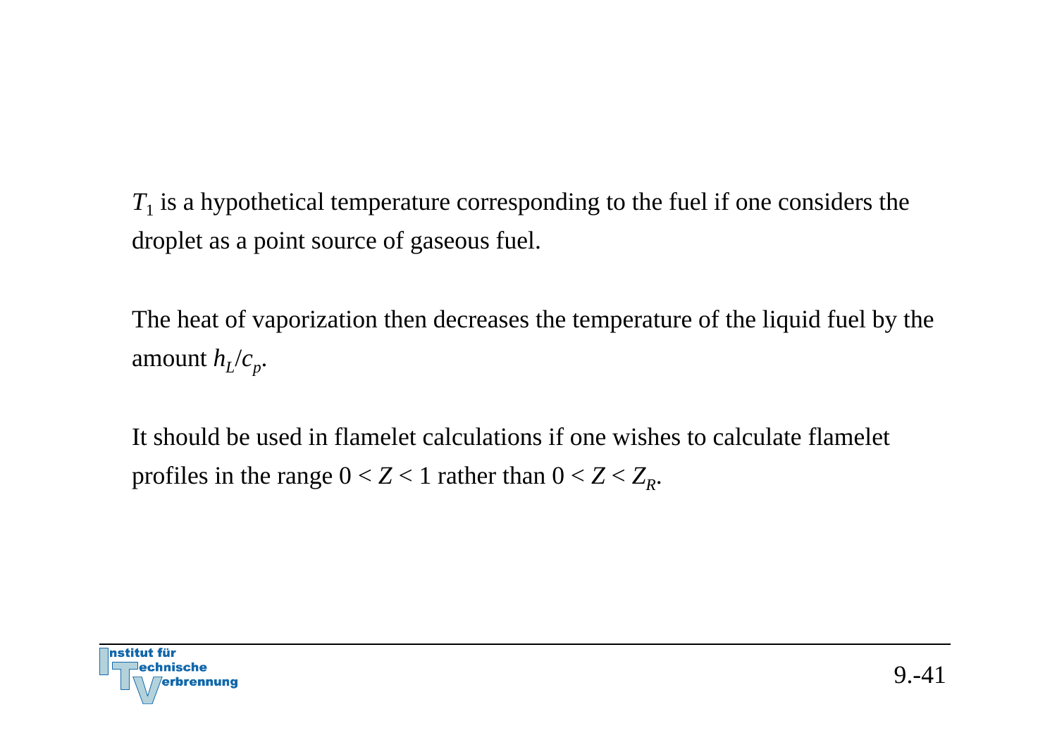$T_1$ is a hypothetical temperature corresponding to the fuel if one considers the droplet as a point source of gaseous fuel.

The heat of vaporization then decreases the temperature of the liquid fuel by the amount $h_L/c_p$.

It should be used in flamelet calculations if one wishes to calculate flamelet profiles in the range $0 < Z < 1$ rather than $0 < Z < Z_R$.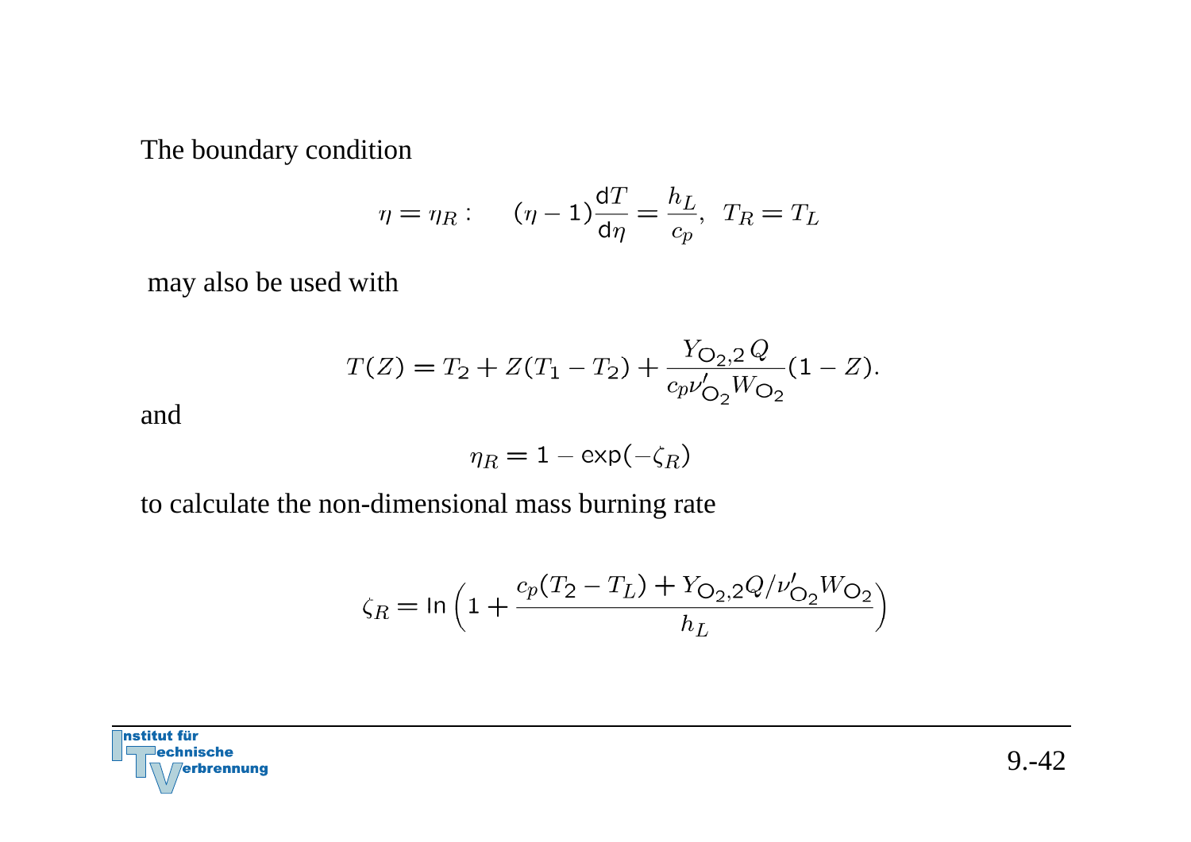The boundary condition

$$
\eta = \eta_R : \qquad (\eta - 1)\frac{\mathrm{d}T}{\mathrm{d}\eta} = \frac{h_L}{c_p}, \ \ T_R = T_L
$$

may also be used with

$$
T(Z) = T_2 + Z(T_1 - T_2) + \frac{Y_{\mathrm{O_2},2}\, Q}{c_p \nu'_{\mathrm{O_2}} W_{\mathrm{O_2}}}(1 - Z).
$$

and

$$
\eta_R = 1 - \exp(-\zeta_R)
$$

to calculate the non-dimensional mass burning rate

$$
\zeta_R = \ln\left(1 + \frac{c_p(T_2 - T_L) + Y_{\mathrm{O_2},2} Q / \nu'_{\mathrm{O_2}} W_{\mathrm{O_2}}}{h_L}\right)
$$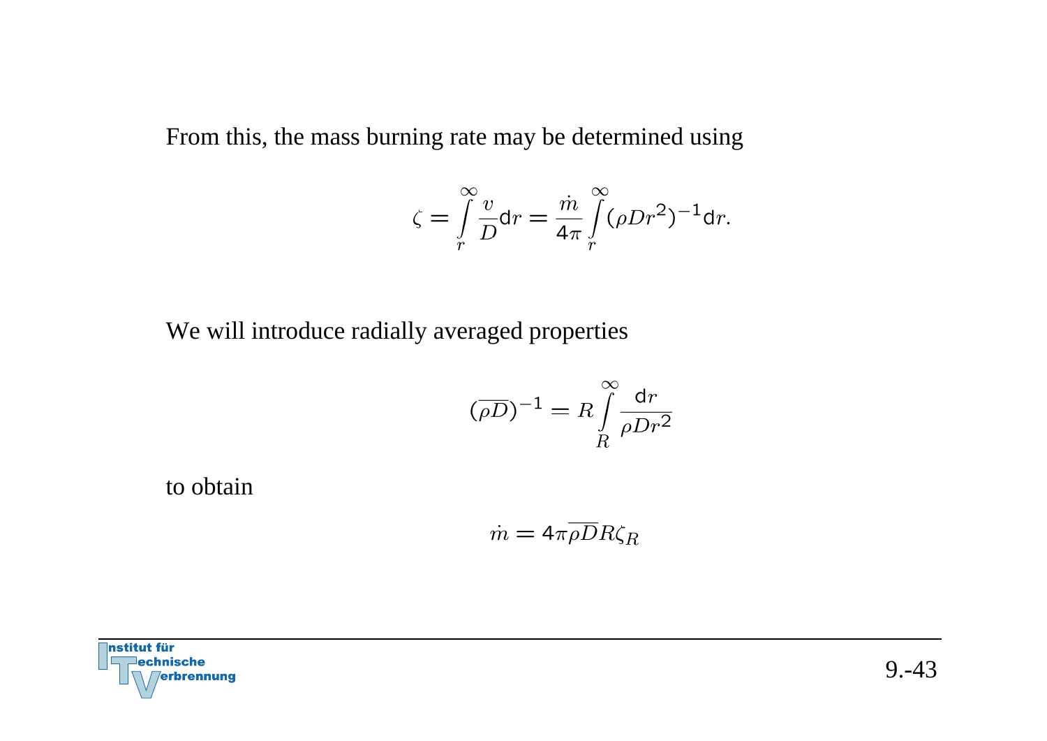From this, the mass burning rate may be determined using

$$\zeta = \int_r^\infty \frac{v}{D} \mathrm{d}r = \frac{\dot{m}}{4\pi} \int_r^\infty (\rho D r^2)^{-1} \mathrm{d}r.$$

We will introduce radially averaged properties

$$(\overline{\rho D})^{-1} = R \int_R^\infty \frac{\mathrm{d}r}{\rho D r^2}$$

to obtain

$$\dot{m} = 4\pi \overline{\rho D} R \zeta_R$$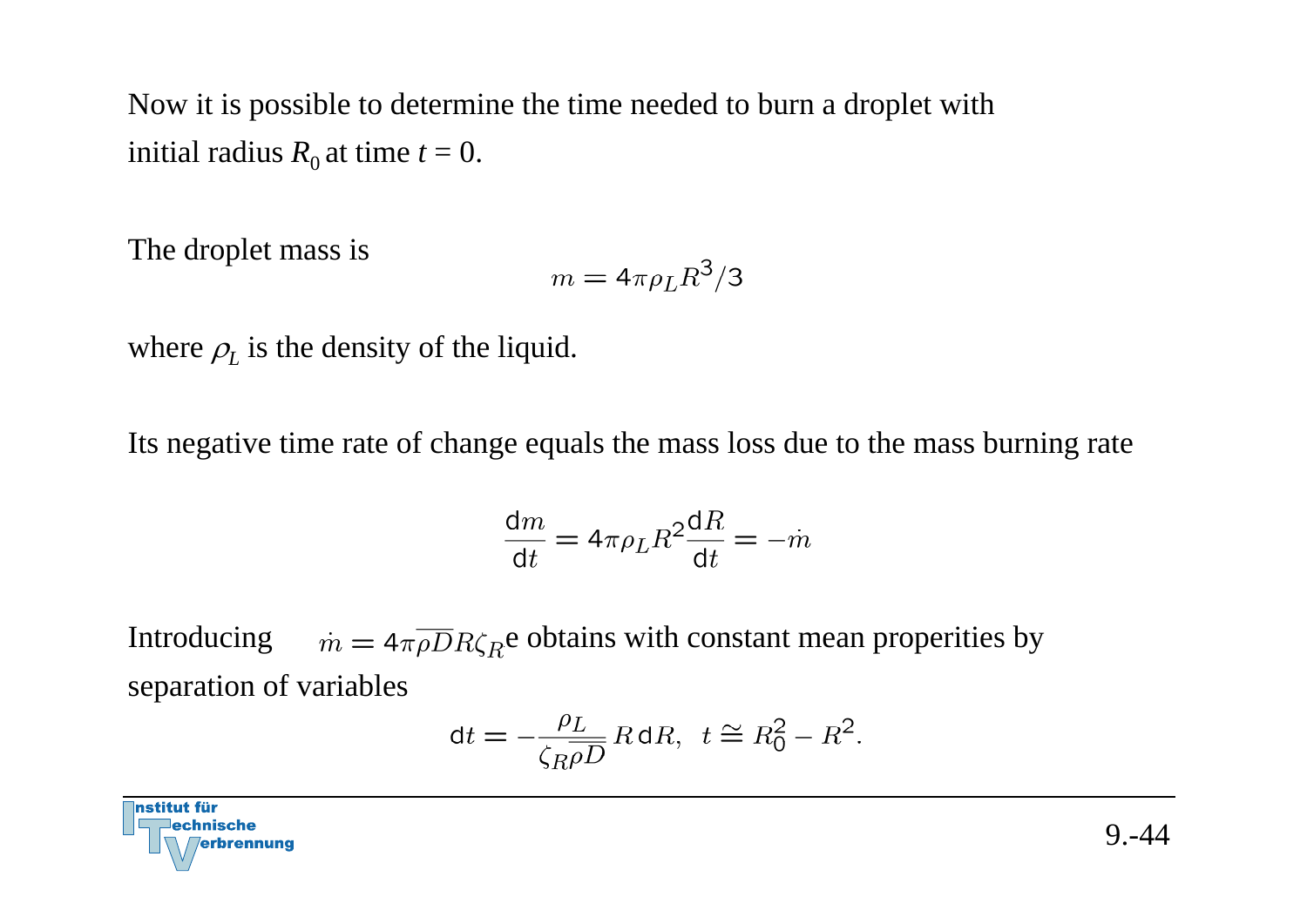Now it is possible to determine the time needed to burn a droplet with initial radius $R_0$ at time $t = 0$.

The droplet mass is

$$m = 4\pi\rho_L R^3/3$$

where $\rho_L$ is the density of the liquid.

Its negative time rate of change equals the mass loss due to the mass burning rate

$$\frac{\mathrm{d}m}{\mathrm{d}t} = 4\pi\rho_L R^2 \frac{\mathrm{d}R}{\mathrm{d}t} = -\dot{m}$$

Introducing $\dot{m} = 4\pi\overline{\rho D}R\zeta_R$e obtains with constant mean properities by separation of variables

$$\mathrm{d}t = -\frac{\rho_L}{\zeta_R\overline{\rho D}}R\,\mathrm{d}R, \;\; t \cong R_0^2 - R^2.$$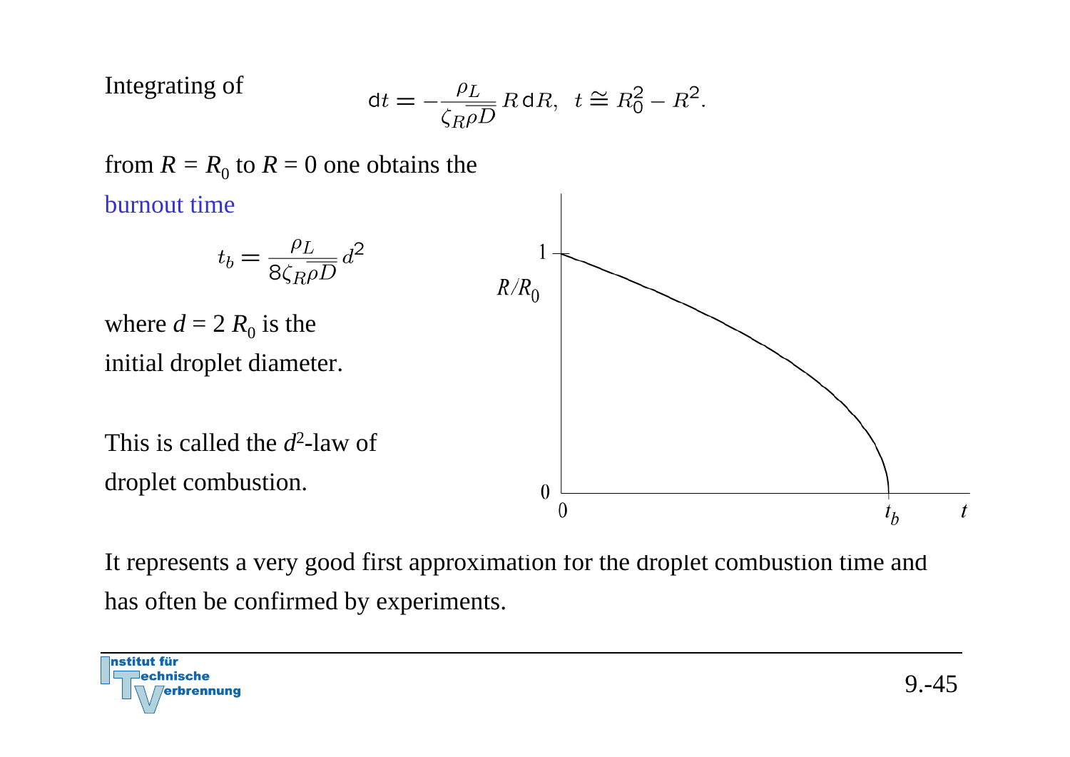Integrating of

$$\mathrm{d}t = -\frac{\rho_L}{\zeta_R \overline{\overline{\rho D}}} R\,\mathrm{d}R, \quad t \cong R_0^2 - R^2.$$

from $R = R_0$ to $R = 0$ one obtains the burnout time

$$t_b = \frac{\rho_L}{8\zeta_R \overline{\overline{\rho D}}} d^2$$

where $d = 2\,R_0$ is the initial droplet diameter.

This is called the $d^2$-law of droplet combustion.

It represents a very good first approximation for the droplet combustion time and has often be confirmed by experiments.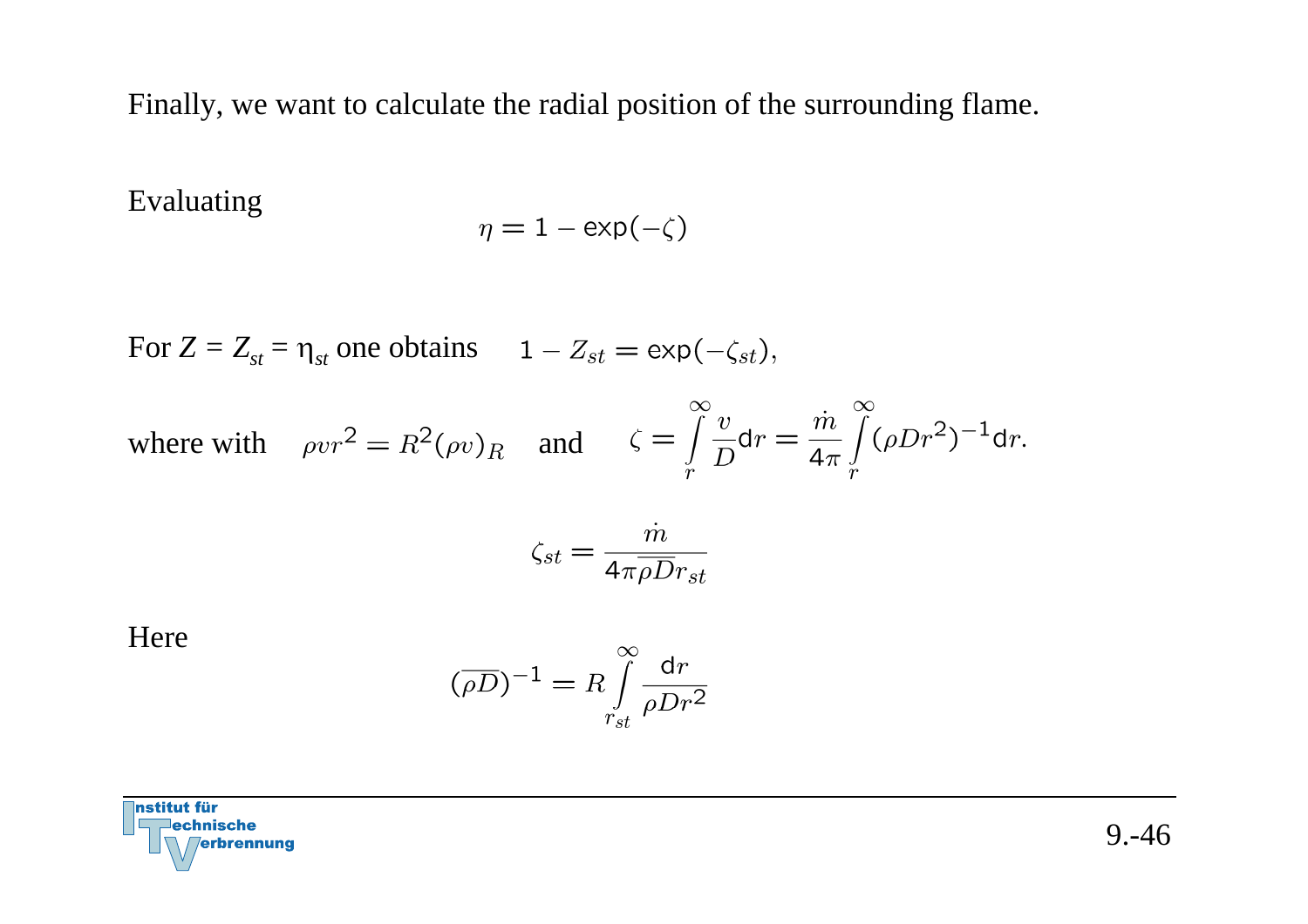Finally, we want to calculate the radial position of the surrounding flame.

Evaluating

$$\eta = 1 - \exp(-\zeta)$$

For $Z = Z_{st} = \eta_{st}$ one obtains $\quad 1 - Z_{st} = \exp(-\zeta_{st}),$

where with $\quad \rho v r^2 = R^2 (\rho v)_R \quad$ and $\quad \zeta = \int\limits_r^\infty \frac{v}{D} \mathrm{d}r = \frac{\dot{m}}{4\pi} \int\limits_r^\infty (\rho D r^2)^{-1} \mathrm{d}r.$

$$\zeta_{st} = \frac{\dot{m}}{4\pi \overline{\rho D} r_{st}}$$

Here

$$(\overline{\rho D})^{-1} = R \int\limits_{r_{st}}^\infty \frac{\mathrm{d}r}{\rho D r^2}$$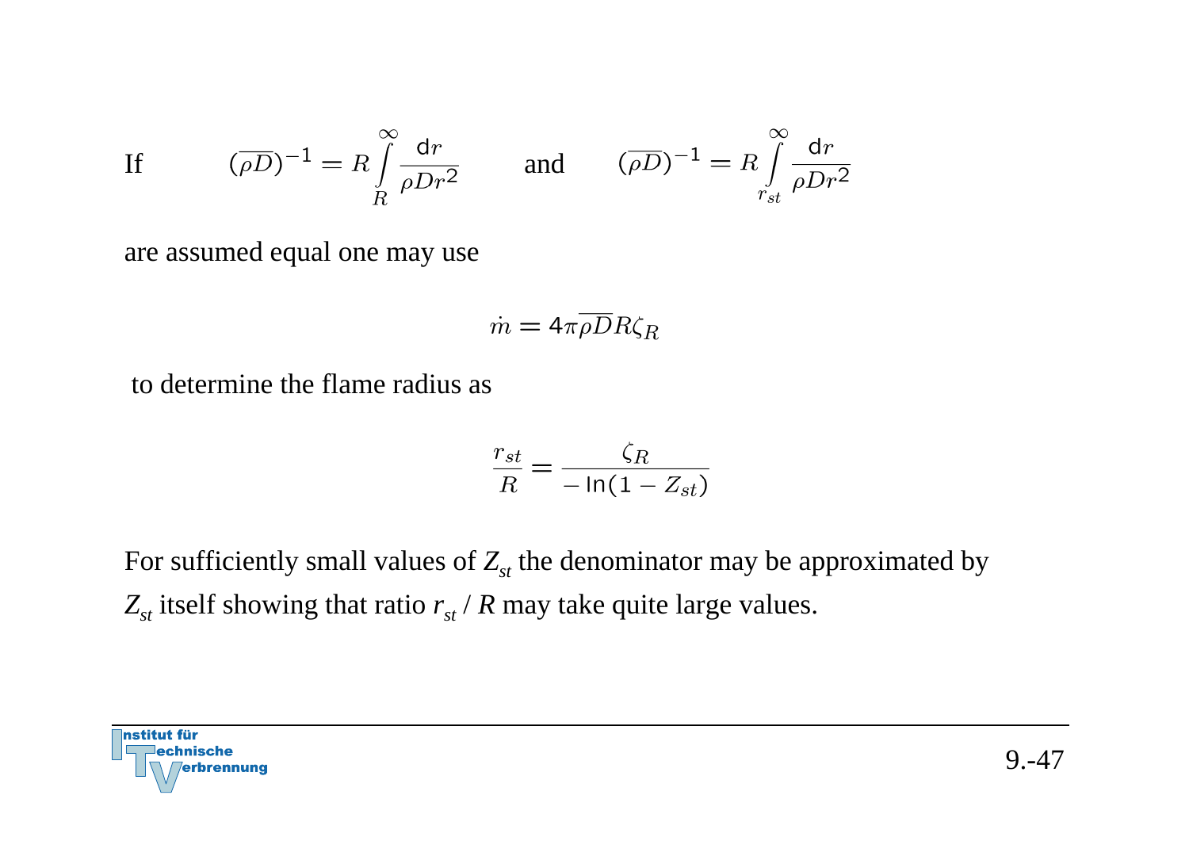If $\quad (\overline{\rho D})^{-1} = R \int\limits_{R}^{\infty} \frac{\mathrm{d}r}{\rho D r^2} \quad$ and $\quad (\overline{\rho D})^{-1} = R \int\limits_{r_{st}}^{\infty} \frac{\mathrm{d}r}{\rho D r^2}$

are assumed equal one may use

$$\dot{m} = 4\pi \overline{\rho D} R \zeta_R$$

to determine the flame radius as

$$\frac{r_{st}}{R} = \frac{\zeta_R}{-\ln(1 - Z_{st})}$$

For sufficiently small values of $Z_{st}$ the denominator may be approximated by $Z_{st}$ itself showing that ratio $r_{st} / R$ may take quite large values.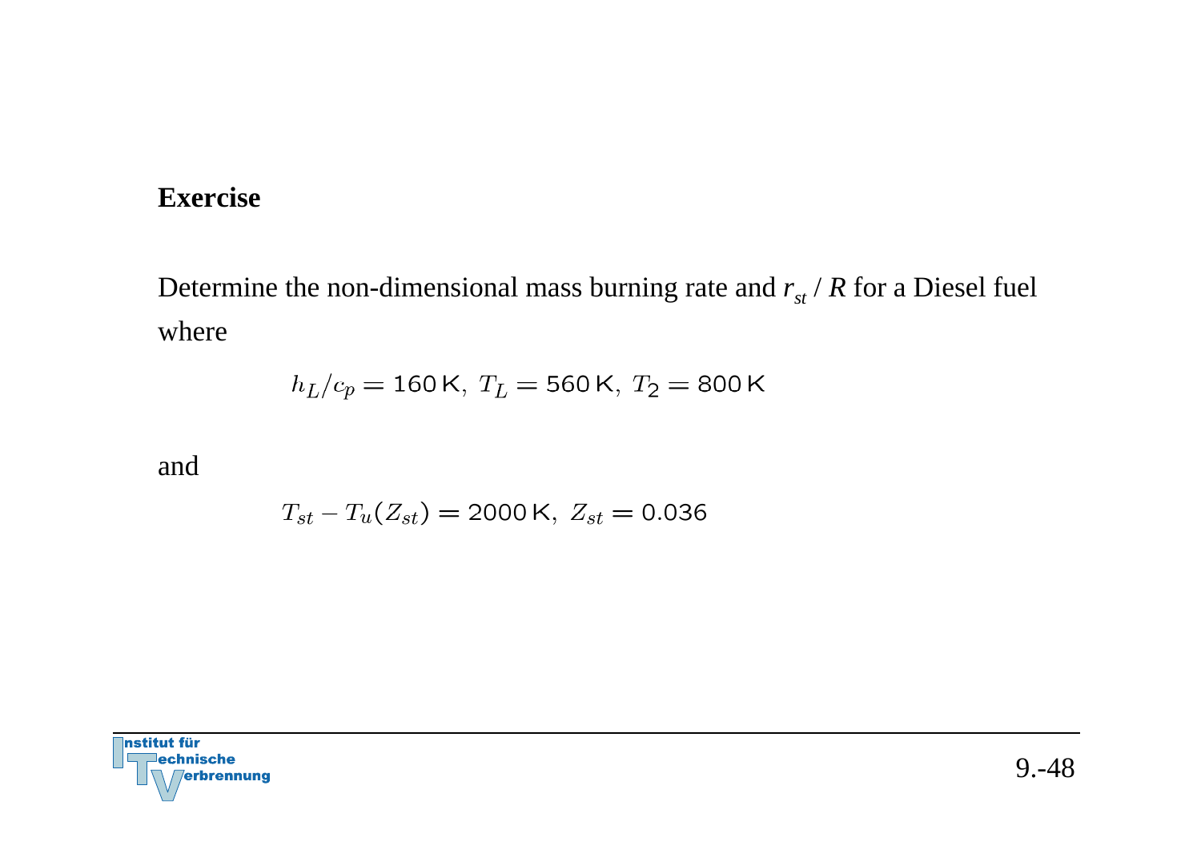**Exercise**

Determine the non-dimensional mass burning rate and $r_{st}$ / $R$ for a Diesel fuel where

$$h_L/c_p = 160\,\mathrm{K},\ T_L = 560\,\mathrm{K},\ T_2 = 800\,\mathrm{K}$$

and

$$T_{st} - T_u(Z_{st}) = 2000\,\mathrm{K},\ Z_{st} = 0.036$$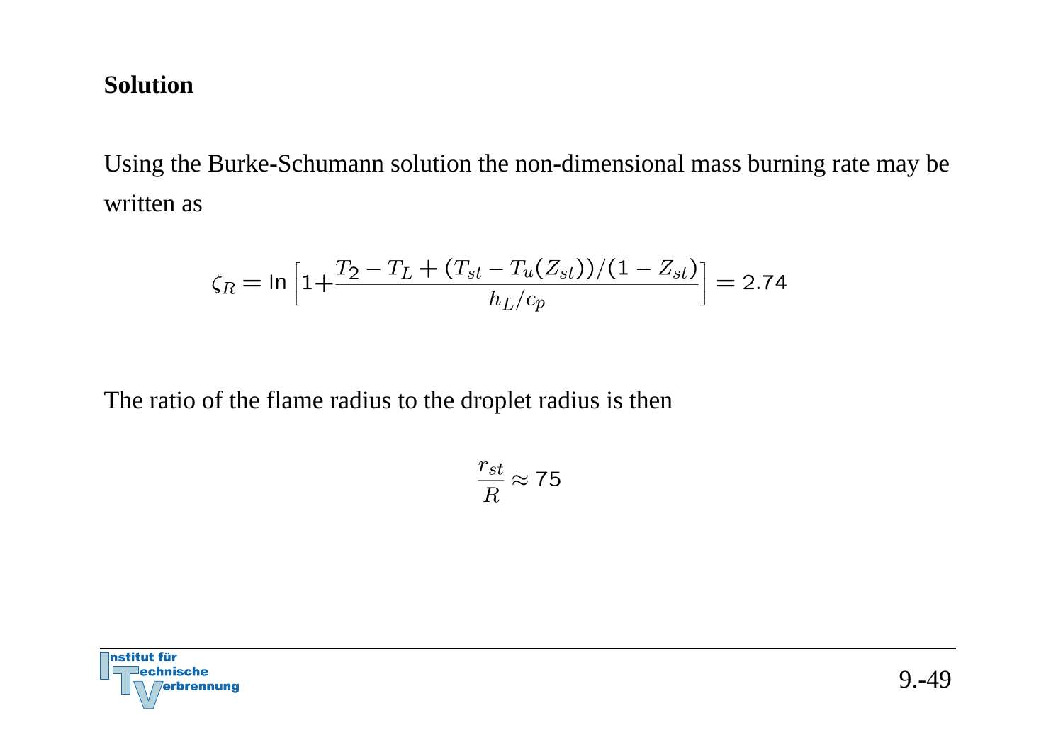**Solution**

Using the Burke-Schumann solution the non-dimensional mass burning rate may be written as

$$\zeta_R = \ln \left[ 1 + \frac{T_2 - T_L + (T_{st} - T_u(Z_{st}))/(1 - Z_{st})}{h_L/c_p} \right] = 2.74$$

The ratio of the flame radius to the droplet radius is then

$$\frac{r_{st}}{R} \approx 75$$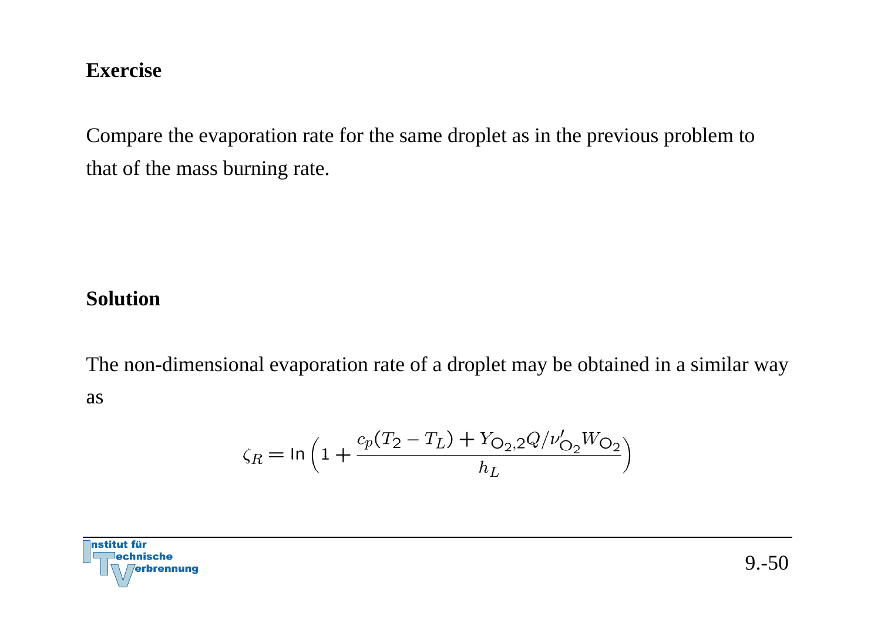**Exercise**

Compare the evaporation rate for the same droplet as in the previous problem to that of the mass burning rate.

**Solution**

The non-dimensional evaporation rate of a droplet may be obtained in a similar way as

$$\zeta_R = \ln\left(1 + \frac{c_p(T_2 - T_L) + Y_{O_2,2}Q/\nu'_{O_2}W_{O_2}}{h_L}\right)$$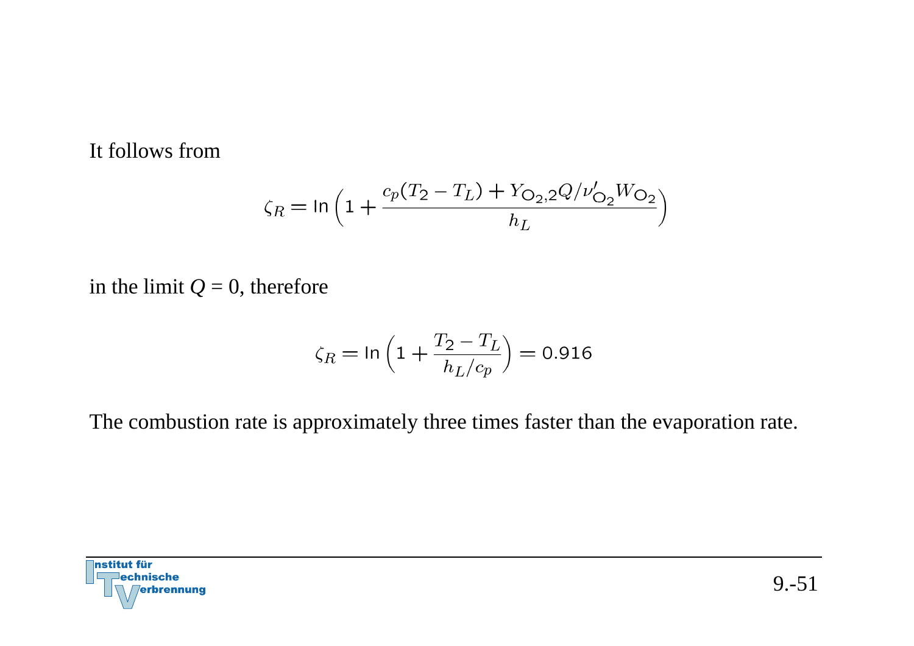It follows from

$$\zeta_R = \ln\left(1 + \frac{c_p(T_2 - T_L) + Y_{O_2,2}Q/\nu'_{O_2}W_{O_2}}{h_L}\right)$$

in the limit $Q = 0$, therefore

$$\zeta_R = \ln\left(1 + \frac{T_2 - T_L}{h_L/c_p}\right) = 0.916$$

The combustion rate is approximately three times faster than the evaporation rate.